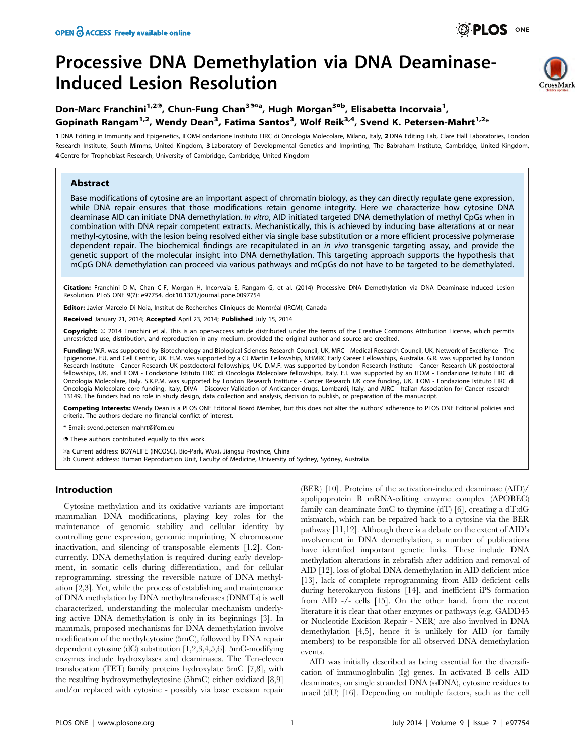# Processive DNA Demethylation via DNA Deaminase-Induced Lesion Resolution

**Don-Marc Franchini[1,2¶], Chun-Fung Chan[3¶¤a], Hugh Morgan[3¤b], Elisabetta Incorvaia[1], Gopinath Rangam[1,2], Wendy Dean[3], Fatima Santos[3], Wolf Reik[3,4], Svend K. Petersen-Mahrt[1,2*]**

1 DNA Editing in Immunity and Epigenetics, IFOM-Fondazione Instituto FIRC di Oncologia Molecolare, Milano, Italy, 2 DNA Editing Lab, Clare Hall Laboratories, London Research Institute, South Mimms, United Kingdom, 3 Laboratory of Developmental Genetics and Imprinting, The Babraham Institute, Cambridge, United Kingdom, 4 Centre for Trophoblast Research, University of Cambridge, Cambridge, United Kingdom

## Abstract

Base modifications of cytosine are an important aspect of chromatin biology, as they can directly regulate gene expression, while DNA repair ensures that those modifications retain genome integrity. Here we characterize how cytosine DNA deaminase AID can initiate DNA demethylation. *In vitro*, AID initiated targeted DNA demethylation of methyl CpGs when in combination with DNA repair competent extracts. Mechanistically, this is achieved by inducing base alterations at or near methyl-cytosine, with the lesion being resolved either via single base substitution or a more efficient processive polymerase dependent repair. The biochemical findings are recapitulated in an *in vivo* transgenic targeting assay, and provide the genetic support of the molecular insight into DNA demethylation. This targeting approach supports the hypothesis that mCpG DNA demethylation can proceed via various pathways and mCpGs do not have to be targeted to be demethylated.

**Citation:** Franchini D-M, Chan C-F, Morgan H, Incorvaia E, Rangam G, et al. (2014) Processive DNA Demethylation via DNA Deaminase-Induced Lesion Resolution. PLoS ONE 9(7): e97754. doi:10.1371/journal.pone.0097754

**Editor:** Javier Marcelo Di Noia, Institut de Recherches Cliniques de Montréal (IRCM), Canada

**Received** January 21, 2014; **Accepted** April 23, 2014; **Published** July 15, 2014

**Copyright:** © 2014 Franchini et al. This is an open-access article distributed under the terms of the Creative Commons Attribution License, which permits unrestricted use, distribution, and reproduction in any medium, provided the original author and source are credited.

**Funding:** W.R. was supported by Biotechnology and Biological Sciences Research Council, UK, MRC - Medical Research Council, UK, Network of Excellence - The Epigenome, EU, and Cell Centric, UK. H.M. was supported by a CJ Martin Fellowship, NHMRC Early Career Fellowships, Australia. G.R. was supported by London Research Institute - Cancer Research UK postdoctoral fellowships, UK. D.M.F. was supported by London Research Institute - Cancer Research UK postdoctoral fellowships, UK, and IFOM - Fondazione Istituto FIRC di Oncologia Molecolare fellowships, Italy. E.I. was supported by an IFOM - Fondazione Istituto FIRC di Oncologia Molecolare, Italy. S.K.P.M. was supported by London Research Institute - Cancer Research UK core funding, UK, IFOM - Fondazione Istituto FIRC di Oncologia Molecolare core funding, Italy, DIVA - Discover Validation of Anticancer drugs, Lombardi, Italy, and AIRC - Italian Association for Cancer research - 13149. The funders had no role in study design, data collection and analysis, decision to publish, or preparation of the manuscript.

**Competing Interests:** Wendy Dean is a PLOS ONE Editorial Board Member, but this does not alter the authors' adherence to PLOS ONE Editorial policies and criteria. The authors declare no financial conflict of interest.

\* Email: svend.petersen-mahrt@ifom.eu

¶ These authors contributed equally to this work.

¤a Current address: BOYALIFE (INCOSC), Bio-Park, Wuxi, Jiangsu Province, China

¤b Current address: Human Reproduction Unit, Faculty of Medicine, University of Sydney, Sydney, Australia

## Introduction

Cytosine methylation and its oxidative variants are important mammalian DNA modifications, playing key roles for the maintenance of genomic stability and cellular identity by controlling gene expression, genomic imprinting, X chromosome inactivation, and silencing of transposable elements [1,2]. Concurrently, DNA demethylation is required during early development, in somatic cells during differentiation, and for cellular reprogramming, stressing the reversible nature of DNA methylation [2,3]. Yet, while the process of establishing and maintenance of DNA methylation by DNA methyltransferases (DNMTs) is well characterized, understanding the molecular mechanism underlying active DNA demethylation is only in its beginnings [3]. In mammals, proposed mechanisms for DNA demethylation involve modification of the methylcytosine (5mC), followed by DNA repair dependent cytosine (dC) substitution [1,2,3,4,5,6]. 5mC-modifying enzymes include hydroxylases and deaminases. The Ten-eleven translocation (TET) family proteins hydroxylate 5mC [7,8], with the resulting hydroxymethylcytosine (5hmC) either oxidized [8,9] and/or replaced with cytosine - possibly via base excision repair (BER) [10]. Proteins of the activation-induced deaminase (AID)/apolipoprotein B mRNA-editing enzyme complex (APOBEC) family can deaminate 5mC to thymine (dT) [6], creating a dT:dG mismatch, which can be repaired back to a cytosine via the BER pathway [11,12]. Although there is a debate on the extent of AID's involvement in DNA demethylation, a number of publications have identified important genetic links. These include DNA methylation alterations in zebrafish after addition and removal of AID [12], loss of global DNA demethylation in AID deficient mice [13], lack of complete reprogramming from AID deficient cells during heterokaryon fusions [14], and inefficient iPS formation from AID -/- cells [15]. On the other hand, from the recent literature it is clear that other enzymes or pathways (e.g. GADD45 or Nucleotide Excision Repair - NER) are also involved in DNA demethylation [4,5], hence it is unlikely for AID (or family members) to be responsible for all observed DNA demethylation events.

AID was initially described as being essential for the diversification of immunoglobulin (Ig) genes. In activated B cells AID deaminates, on single stranded DNA (ssDNA), cytosine residues to uracil (dU) [16]. Depending on multiple factors, such as the cell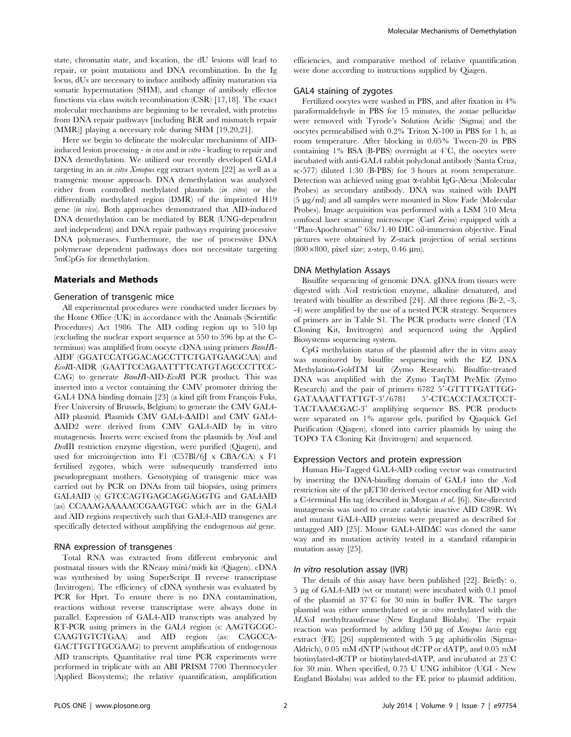state, chromatin state, and location, the dU lesions will lead to repair, or point mutations and DNA recombination. In the Ig locus, dUs are necessary to induce antibody affinity maturation via somatic hypermutation (SHM), and change of antibody effector functions via class switch recombination (CSR) [17,18]. The exact molecular mechanisms are beginning to be revealed, with proteins from DNA repair pathways [including BER and mismatch repair (MMR)] playing a necessary role during SHM [19,20,21].

Here we begin to delineate the molecular mechanisms of AID-induced lesion processing - *in vivo* and *in vitro* - leading to repair and DNA demethylation. We utilized our recently developed GAL4 targeting in an *in vitro Xenopus* egg extract system [22] as well as a transgenic mouse approach. DNA demethylation was analyzed either from controlled methylated plasmids (*in vitro*) or the differentially methylated region (DMR) of the imprinted H19 gene (*in vivo*). Both approaches demonstrated that AID-induced DNA demethylation can be mediated by BER (UNG-dependent and independent) and DNA repair pathways requiring processive DNA polymerases. Furthermore, the use of processive DNA polymerase dependent pathways does not necessitate targeting 5mCpGs for demethylation.

## Materials and Methods

### Generation of transgenic mice

All experimental procedures were conducted under licenses by the Home Office (UK) in accordance with the Animals (Scientific Procedures) Act 1986. The AID coding region up to 510 bp (excluding the nuclear export sequence at 550 to 596 bp at the C-terminus) was amplified from oocyte cDNA using primers *BamH*I-AIDF (GGATCCATGGACAGCCTTCTGATGAAGCAA) and *EcoR*I-AIDR (GAATTCCAGAATTTTCATGTAGCCCTTCC-CAG) to generate *BamH*I-AID-*EcoR*I PCR product. This was inserted into a vector containing the CMV promoter driving the GAL4 DNA binding domain [23] (a kind gift from François Fuks, Free University of Brussels, Belgium) to generate the CMV GAL4-AID plasmid. Plasmids CMV GAL4-ΔAID1 and CMV GAL4-ΔAID2 were derived from CMV GAL4-AID by in vitro mutagenesis. Inserts were excised from the plasmids by *Nru*I and *Dra*III restriction enzyme digestion, were purified (Qiagen), and used for microinjection into F1 (C57Bl/6J x CBA/CA) x F1 fertilised zygotes, which were subsequently transferred into pseudopregnant mothers. Genotyping of transgenic mice was carried out by PCR on DNAs from tail biopsies, using primers GAL4AID (s) GTCCAGTGAGCAGGAGGTG and GAL4AID (as) CCAAAGAAAAACCGAAGTGC which are in the GAL4 and AID regions respectively such that GAL4-AID transgenes are specifically detected without amplifying the endogenous *aid* gene.

### RNA expression of transgenes

Total RNA was extracted from different embryonic and postnatal tissues with the RNeasy mini/midi kit (Qiagen). cDNA was synthesised by using SuperScript II reverse transcriptase (Invitrogen). The efficiency of cDNA synthesis was evaluated by PCR for Hprt. To ensure there is no DNA contamination, reactions without reverse transcriptase were always done in parallel. Expression of GAL4-AID transcripts was analyzed by RT-PCR using primers in the GAL4 region (s: AAGTGCGC-CAAGTGTCTGAA) and AID region (as: CAGCCA-GACTTGTTGCGAAG) to prevent amplification of endogenous AID transcripts. Quantitative real time PCR experiments were performed in triplicate with an ABI PRISM 7700 Thermocycler (Applied Biosystems); the relative quantification, amplification efficiencies, and comparative method of relative quantification were done according to instructions supplied by Qiagen.

### GAL4 staining of zygotes

Fertilized oocytes were washed in PBS, and after fixation in 4% paraformaldehyde in PBS for 15 minutes, the zonae pellucidae were removed with Tyrode's Solution Acidic (Sigma) and the oocytes permeabilised with 0.2% Triton X-100 in PBS for 1 h, at room temperature. After blocking in 0.05% Tween-20 in PBS containing 1% BSA (B-PBS) overnight at 4°C, the oocytes were incubated with anti-GAL4 rabbit polyclonal antibody (Santa Cruz, sc-577) diluted 1:30 (B-PBS) for 3 hours at room temperature. Detection was achieved using goat α-rabbit IgG-Alexa (Molecular Probes) as secondary antibody. DNA was stained with DAPI (5 µg/ml) and all samples were mounted in Slow Fade (Molecular Probes). Image acquisition was performed with a LSM 510 Meta confocal laser scanning microscope (Carl Zeiss) equipped with a "Plan-Apochromat" 63x/1.40 DIC oil-immersion objective. Final pictures were obtained by Z-stack projection of serial sections (800×800, pixel size; z-step, 0.46 µm).

### DNA Methylation Assays

Bisulfite sequencing of genomic DNA. gDNA from tissues were digested with *Nco*I restriction enzyme, alkaline denatured, and treated with bisulfite as described [24]. All three regions (Bi-2, -3, -4) were amplified by the use of a nested PCR strategy. Sequences of primers are in Table S1. The PCR products were cloned (TA Cloning Kit, Invitrogen) and sequenced using the Applied Biosystems sequencing system.

CpG methylation status of the plasmid after the in vitro assay was monitored by bisulfite sequencing with the EZ DNA Methylation-GoldTM kit (Zymo Research). Bisulfite-treated DNA was amplified with the Zymo TaqTM PreMix (Zymo Research) and the pair of primers 6782 5′-GTTTTGATTGG-GATAAAATTATTGT-3′/6781 5′-CTCACCTACCTCCT-TACTAAACGAC-3′ amplifying sequence BS. PCR products were separated on 1% agarose gels, purified by Qiaquick Gel Purification (Qiagen), cloned into carrier plasmids by using the TOPO TA Cloning Kit (Invitrogen) and sequenced.

### Expression Vectors and protein expression

Human His-Tagged GAL4-AID coding vector was constructed by inserting the DNA-binding domain of GAL4 into the *Nco*I restriction site of the pET30 derived vector encoding for AID with a C-terminal His tag (described in Morgan *et al.* [6]). Site-directed mutagenesis was used to create catalytic inactive AID C89R. Wt and mutant GAL4-AID proteins were prepared as described for untagged AID [25]. Mouse GAL4-AIDΔC was cloned the same way and its mutation activity tested in a standard rifampicin mutation assay [25].

### *In vitro* resolution assay (IVR)

The details of this assay have been published [22]. Briefly: o. 5 µg of GAL4-AID (wt or mutant) were incubated with 0.1 pmol of the plasmid at 37°C for 30 min in buffer IVR. The target plasmid was either unmethylated or *in vitro* methylated with the *M.Sss*I methyltransferase (New England Biolabs). The repair reaction was performed by adding 150 µg of *Xenopus laevis* egg extract (FE) [26] supplemented with 5 µg aphidicolin (Sigma-Aldrich), 0.05 mM dNTP (without dCTP or dATP), and 0.05 mM biotinylated-dCTP or biotinylated-dATP, and incubated at 23°C for 30 min. When specified, 0.75 U UNG inhibitor (UGI - New England Biolabs) was added to the FE prior to plasmid addition.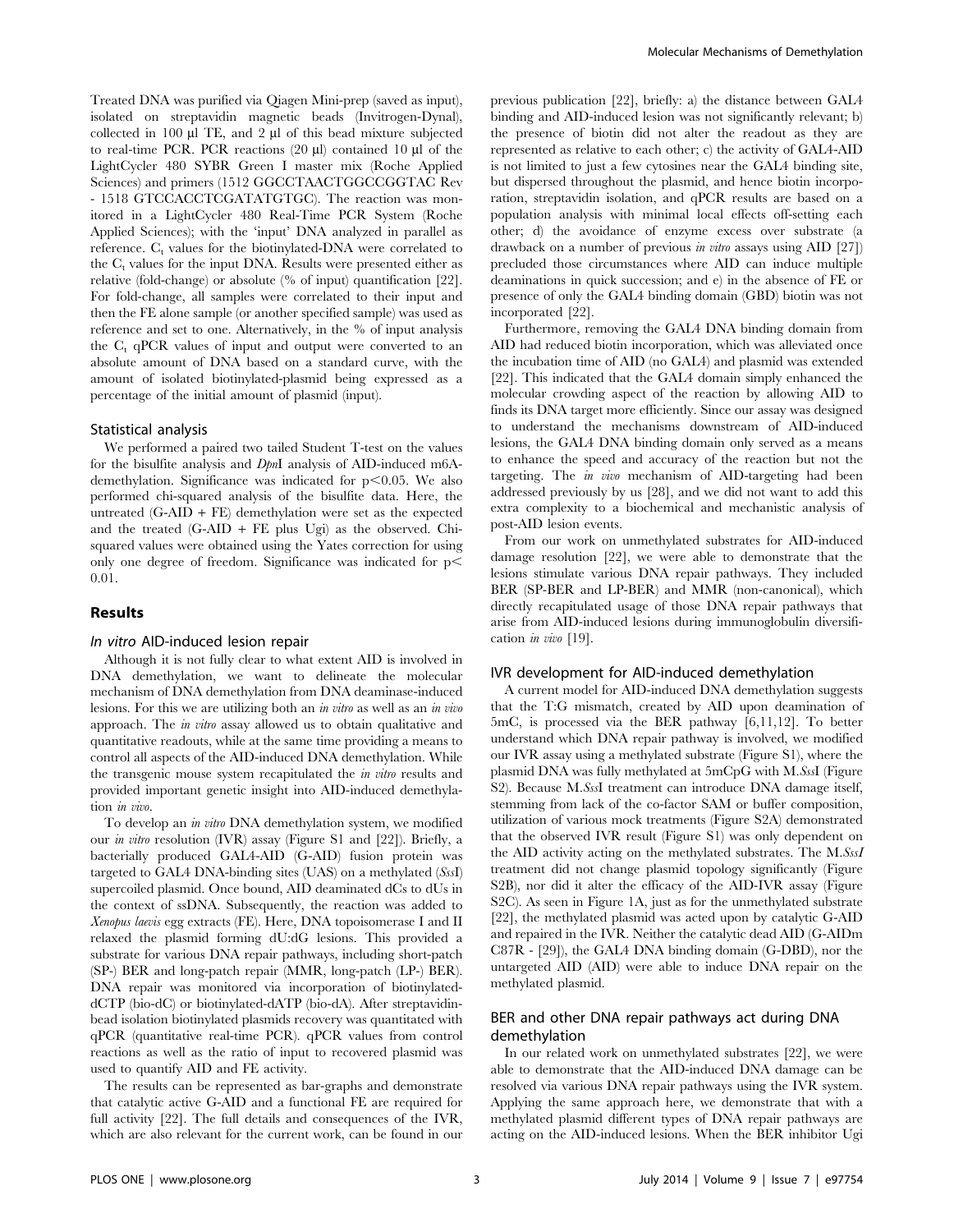Treated DNA was purified via Qiagen Mini-prep (saved as input), isolated on streptavidin magnetic beads (Invitrogen-Dynal), collected in 100 µl TE, and 2 µl of this bead mixture subjected to real-time PCR. PCR reactions (20 µl) contained 10 µl of the LightCycler 480 SYBR Green I master mix (Roche Applied Sciences) and primers (1512 GGCCTAACTGGCCGGTAC Rev - 1518 GTCCACCTCGATATGTGC). The reaction was monitored in a LightCycler 480 Real-Time PCR System (Roche Applied Sciences); with the 'input' DNA analyzed in parallel as reference. $C_t$ values for the biotinylated-DNA were correlated to the $C_t$ values for the input DNA. Results were presented either as relative (fold-change) or absolute (% of input) quantification [22]. For fold-change, all samples were correlated to their input and then the FE alone sample (or another specified sample) was used as reference and set to one. Alternatively, in the % of input analysis the $C_t$ qPCR values of input and output were converted to an absolute amount of DNA based on a standard curve, with the amount of isolated biotinylated-plasmid being expressed as a percentage of the initial amount of plasmid (input).

### Statistical analysis

We performed a paired two tailed Student T-test on the values for the bisulfite analysis and *Dpn*I analysis of AID-induced m6A-demethylation. Significance was indicated for $p<0.05$. We also performed chi-squared analysis of the bisulfite data. Here, the untreated (G-AID + FE) demethylation were set as the expected and the treated (G-AID + FE plus Ugi) as the observed. Chi-squared values were obtained using the Yates correction for using only one degree of freedom. Significance was indicated for $p<0.01$.

## Results

### *In vitro* AID-induced lesion repair

Although it is not fully clear to what extent AID is involved in DNA demethylation, we want to delineate the molecular mechanism of DNA demethylation from DNA deaminase-induced lesions. For this we are utilizing both an *in vitro* as well as an *in vivo* approach. The *in vitro* assay allowed us to obtain qualitative and quantitative readouts, while at the same time providing a means to control all aspects of the AID-induced DNA demethylation. While the transgenic mouse system recapitulated the *in vitro* results and provided important genetic insight into AID-induced demethylation *in vivo*.

To develop an *in vitro* DNA demethylation system, we modified our *in vitro* resolution (IVR) assay (Figure S1 and [22]). Briefly, a bacterially produced GAL4-AID (G-AID) fusion protein was targeted to GAL4 DNA-binding sites (UAS) on a methylated (*Sss*I) supercoiled plasmid. Once bound, AID deaminated dCs to dUs in the context of ssDNA. Subsequently, the reaction was added to *Xenopus laevis* egg extracts (FE). Here, DNA topoisomerase I and II relaxed the plasmid forming dU:dG lesions. This provided a substrate for various DNA repair pathways, including short-patch (SP-) BER and long-patch repair (MMR, long-patch (LP-) BER). DNA repair was monitored via incorporation of biotinylated-dCTP (bio-dC) or biotinylated-dATP (bio-dA). After streptavidin-bead isolation biotinylated plasmids recovery was quantitated with qPCR (quantitative real-time PCR). qPCR values from control reactions as well as the ratio of input to recovered plasmid was used to quantify AID and FE activity.

The results can be represented as bar-graphs and demonstrate that catalytic active G-AID and a functional FE are required for full activity [22]. The full details and consequences of the IVR, which are also relevant for the current work, can be found in our previous publication [22], briefly: a) the distance between GAL4 binding and AID-induced lesion was not significantly relevant; b) the presence of biotin did not alter the readout as they are represented as relative to each other; c) the activity of GAL4-AID is not limited to just a few cytosines near the GAL4 binding site, but dispersed throughout the plasmid, and hence biotin incorporation, streptavidin isolation, and qPCR results are based on a population analysis with minimal local effects off-setting each other; d) the avoidance of enzyme excess over substrate (a drawback on a number of previous *in vitro* assays using AID [27]) precluded those circumstances where AID can induce multiple deaminations in quick succession; and e) in the absence of FE or presence of only the GAL4 binding domain (GBD) biotin was not incorporated [22].

Furthermore, removing the GAL4 DNA binding domain from AID had reduced biotin incorporation, which was alleviated once the incubation time of AID (no GAL4) and plasmid was extended [22]. This indicated that the GAL4 domain simply enhanced the molecular crowding aspect of the reaction by allowing AID to finds its DNA target more efficiently. Since our assay was designed to understand the mechanisms downstream of AID-induced lesions, the GAL4 DNA binding domain only served as a means to enhance the speed and accuracy of the reaction but not the targeting. The *in vivo* mechanism of AID-targeting had been addressed previously by us [28], and we did not want to add this extra complexity to a biochemical and mechanistic analysis of post-AID lesion events.

From our work on unmethylated substrates for AID-induced damage resolution [22], we were able to demonstrate that the lesions stimulate various DNA repair pathways. They included BER (SP-BER and LP-BER) and MMR (non-canonical), which directly recapitulated usage of those DNA repair pathways that arise from AID-induced lesions during immunoglobulin diversification *in vivo* [19].

### IVR development for AID-induced demethylation

A current model for AID-induced DNA demethylation suggests that the T:G mismatch, created by AID upon deamination of 5mC, is processed via the BER pathway [6,11,12]. To better understand which DNA repair pathway is involved, we modified our IVR assay using a methylated substrate (Figure S1), where the plasmid DNA was fully methylated at 5mCpG with M.*Sss*I (Figure S2). Because M.*Sss*I treatment can introduce DNA damage itself, stemming from lack of the co-factor SAM or buffer composition, utilization of various mock treatments (Figure S2A) demonstrated that the observed IVR result (Figure S1) was only dependent on the AID activity acting on the methylated substrates. The M.*SssI* treatment did not change plasmid topology significantly (Figure S2B), nor did it alter the efficacy of the AID-IVR assay (Figure S2C). As seen in Figure 1A, just as for the unmethylated substrate [22], the methylated plasmid was acted upon by catalytic G-AID and repaired in the IVR. Neither the catalytic dead AID (G-AIDm C87R - [29]), the GAL4 DNA binding domain (G-DBD), nor the untargeted AID (AID) were able to induce DNA repair on the methylated plasmid.

### BER and other DNA repair pathways act during DNA demethylation

In our related work on unmethylated substrates [22], we were able to demonstrate that the AID-induced DNA damage can be resolved via various DNA repair pathways using the IVR system. Applying the same approach here, we demonstrate that with a methylated plasmid different types of DNA repair pathways are acting on the AID-induced lesions. When the BER inhibitor Ugi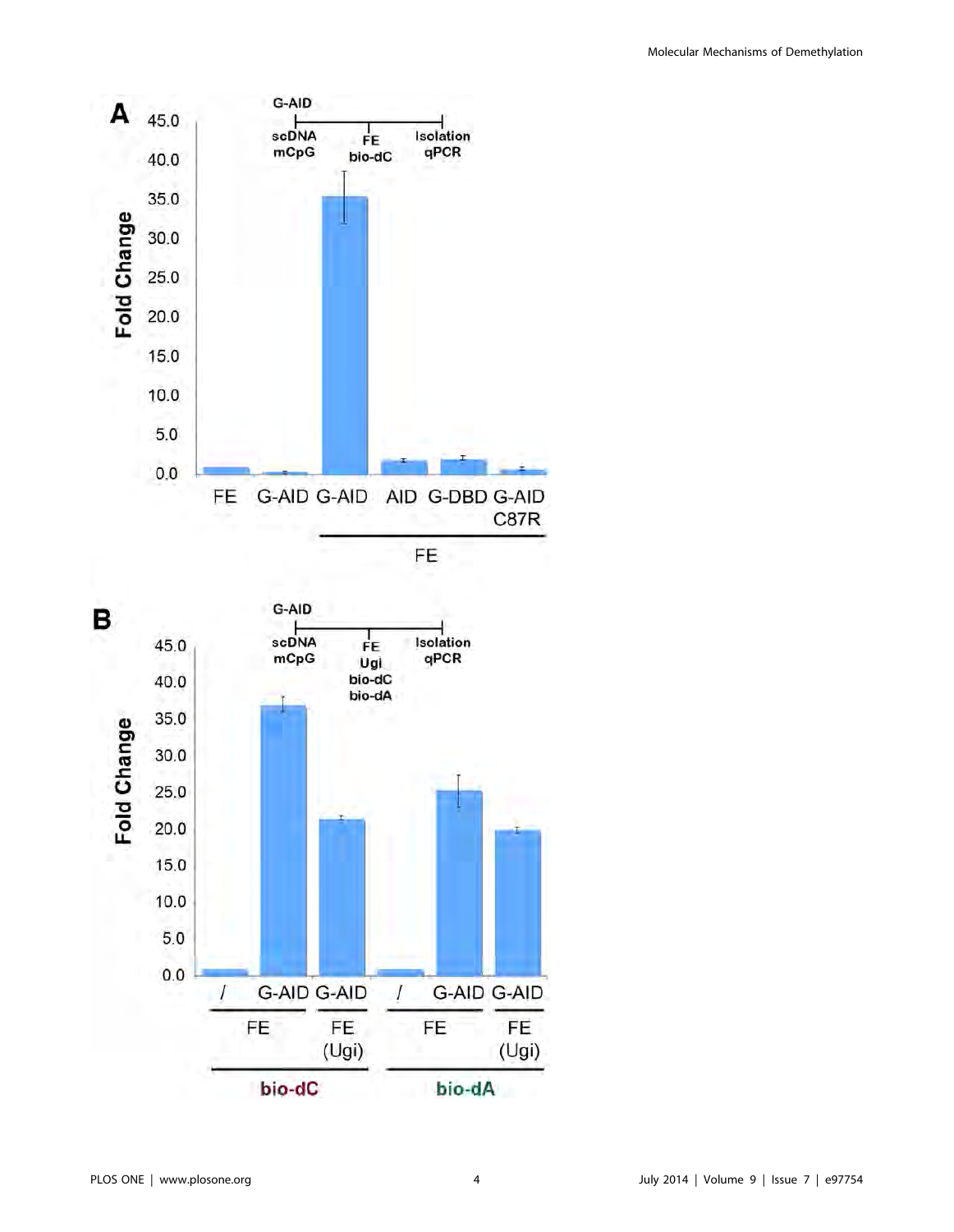**A**

G-AID

scDNA mCpG — FE bio-dC — Isolation qPCR

Fold Change

FE | G-AID | G-AID | AID | G-DBD | G-AID C87R

FE

**B**

G-AID

scDNA mCpG — FE Ugi bio-dC bio-dA — Isolation qPCR

Fold Change

/ | G-AID | G-AID | / | G-AID | G-AID

FE | FE (Ugi) | FE | FE (Ugi)

bio-dC | bio-dA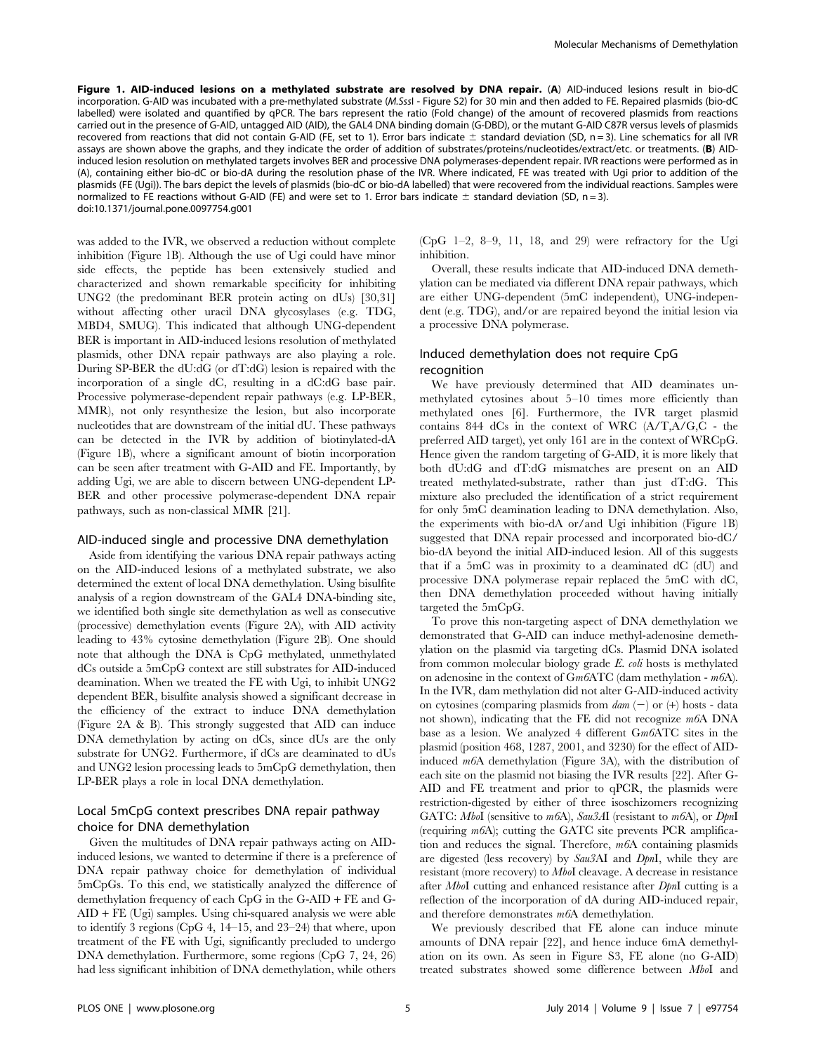**Figure 1. AID-induced lesions on a methylated substrate are resolved by DNA repair.** (**A**) AID-induced lesions result in bio-dC incorporation. G-AID was incubated with a pre-methylated substrate (*M.SssI* - Figure S2) for 30 min and then added to FE. Repaired plasmids (bio-dC labelled) were isolated and quantified by qPCR. The bars represent the ratio (Fold change) of the amount of recovered plasmids from reactions carried out in the presence of G-AID, untagged AID (AID), the GAL4 DNA binding domain (G-DBD), or the mutant G-AID C87R versus levels of plasmids recovered from reactions that did not contain G-AID (FE, set to 1). Error bars indicate ± standard deviation (SD, n = 3). Line schematics for all IVR assays are shown above the graphs, and they indicate the order of addition of substrates/proteins/nucleotides/extract/etc. or treatments. (**B**) AID-induced lesion resolution on methylated targets involves BER and processive DNA polymerases-dependent repair. IVR reactions were performed as in (A), containing either bio-dC or bio-dA during the resolution phase of the IVR. Where indicated, FE was treated with Ugi prior to addition of the plasmids (FE (Ugi)). The bars depict the levels of plasmids (bio-dC or bio-dA labelled) that were recovered from the individual reactions. Samples were normalized to FE reactions without G-AID (FE) and were set to 1. Error bars indicate ± standard deviation (SD, n = 3).
doi:10.1371/journal.pone.0097754.g001

was added to the IVR, we observed a reduction without complete inhibition (Figure 1B). Although the use of Ugi could have minor side effects, the peptide has been extensively studied and characterized and shown remarkable specificity for inhibiting UNG2 (the predominant BER protein acting on dUs) [30,31] without affecting other uracil DNA glycosylases (e.g. TDG, MBD4, SMUG). This indicated that although UNG-dependent BER is important in AID-induced lesions resolution of methylated plasmids, other DNA repair pathways are also playing a role. During SP-BER the dU:dG (or dT:dG) lesion is repaired with the incorporation of a single dC, resulting in a dC:dG base pair. Processive polymerase-dependent repair pathways (e.g. LP-BER, MMR), not only resynthesize the lesion, but also incorporate nucleotides that are downstream of the initial dU. These pathways can be detected in the IVR by addition of biotinylated-dA (Figure 1B), where a significant amount of biotin incorporation can be seen after treatment with G-AID and FE. Importantly, by adding Ugi, we are able to discern between UNG-dependent LP-BER and other processive polymerase-dependent DNA repair pathways, such as non-classical MMR [21].

## AID-induced single and processive DNA demethylation

Aside from identifying the various DNA repair pathways acting on the AID-induced lesions of a methylated substrate, we also determined the extent of local DNA demethylation. Using bisulfite analysis of a region downstream of the GAL4 DNA-binding site, we identified both single site demethylation as well as consecutive (processive) demethylation events (Figure 2A), with AID activity leading to 43% cytosine demethylation (Figure 2B). One should note that although the DNA is CpG methylated, unmethylated dCs outside a 5mCpG context are still substrates for AID-induced deamination. When we treated the FE with Ugi, to inhibit UNG2 dependent BER, bisulfite analysis showed a significant decrease in the efficiency of the extract to induce DNA demethylation (Figure 2A & B). This strongly suggested that AID can induce DNA demethylation by acting on dCs, since dUs are the only substrate for UNG2. Furthermore, if dCs are deaminated to dUs and UNG2 lesion processing leads to 5mCpG demethylation, then LP-BER plays a role in local DNA demethylation.

## Local 5mCpG context prescribes DNA repair pathway choice for DNA demethylation

Given the multitudes of DNA repair pathways acting on AID-induced lesions, we wanted to determine if there is a preference of DNA repair pathway choice for demethylation of individual 5mCpGs. To this end, we statistically analyzed the difference of demethylation frequency of each CpG in the G-AID + FE and G-AID + FE (Ugi) samples. Using chi-squared analysis we were able to identify 3 regions (CpG 4, 14–15, and 23–24) that where, upon treatment of the FE with Ugi, significantly precluded to undergo DNA demethylation. Furthermore, some regions (CpG 7, 24, 26) had less significant inhibition of DNA demethylation, while others (CpG 1–2, 8–9, 11, 18, and 29) were refractory for the Ugi inhibition.

Overall, these results indicate that AID-induced DNA demethylation can be mediated via different DNA repair pathways, which are either UNG-dependent (5mC independent), UNG-independent (e.g. TDG), and/or are repaired beyond the initial lesion via a processive DNA polymerase.

## Induced demethylation does not require CpG recognition

We have previously determined that AID deaminates unmethylated cytosines about 5–10 times more efficiently than methylated ones [6]. Furthermore, the IVR target plasmid contains 844 dCs in the context of WRC (A/T,A/G,C - the preferred AID target), yet only 161 are in the context of WRCpG. Hence given the random targeting of G-AID, it is more likely that both dU:dG and dT:dG mismatches are present on an AID treated methylated-substrate, rather than just dT:dG. This mixture also precluded the identification of a strict requirement for only 5mC deamination leading to DNA demethylation. Also, the experiments with bio-dA or/and Ugi inhibition (Figure 1B) suggested that DNA repair processed and incorporated bio-dC/bio-dA beyond the initial AID-induced lesion. All of this suggests that if a 5mC was in proximity to a deaminated dC (dU) and processive DNA polymerase repair replaced the 5mC with dC, then DNA demethylation proceeded without having initially targeted the 5mCpG.

To prove this non-targeting aspect of DNA demethylation we demonstrated that G-AID can induce methyl-adenosine demethylation on the plasmid via targeting dCs. Plasmid DNA isolated from common molecular biology grade *E. coli* hosts is methylated on adenosine in the context of G*m6*ATC (dam methylation - *m6*A). In the IVR, dam methylation did not alter G-AID-induced activity on cytosines (comparing plasmids from *dam* (−) or (+) hosts - data not shown), indicating that the FE did not recognize *m6*A DNA base as a lesion. We analyzed 4 different G*m6*ATC sites in the plasmid (position 468, 1287, 2001, and 3230) for the effect of AID-induced *m6*A demethylation (Figure 3A), with the distribution of each site on the plasmid not biasing the IVR results [22]. After G-AID and FE treatment and prior to qPCR, the plasmids were restriction-digested by either of three isoschizomers recognizing GATC: *Mbo*I (sensitive to *m6*A), *Sau3A*I (resistant to *m6*A), or *Dpn*I (requiring *m6*A); cutting the GATC site prevents PCR amplification and reduces the signal. Therefore, *m6*A containing plasmids are digested (less recovery) by *Sau3A*I and *Dpn*I, while they are resistant (more recovery) to *Mbo*I cleavage. A decrease in resistance after *Mbo*I cutting and enhanced resistance after *Dpn*I cutting is a reflection of the incorporation of dA during AID-induced repair, and therefore demonstrates *m6*A demethylation.

We previously described that FE alone can induce minute amounts of DNA repair [22], and hence induce 6mA demethylation on its own. As seen in Figure S3, FE alone (no G-AID) treated substrates showed some difference between *Mbo*I and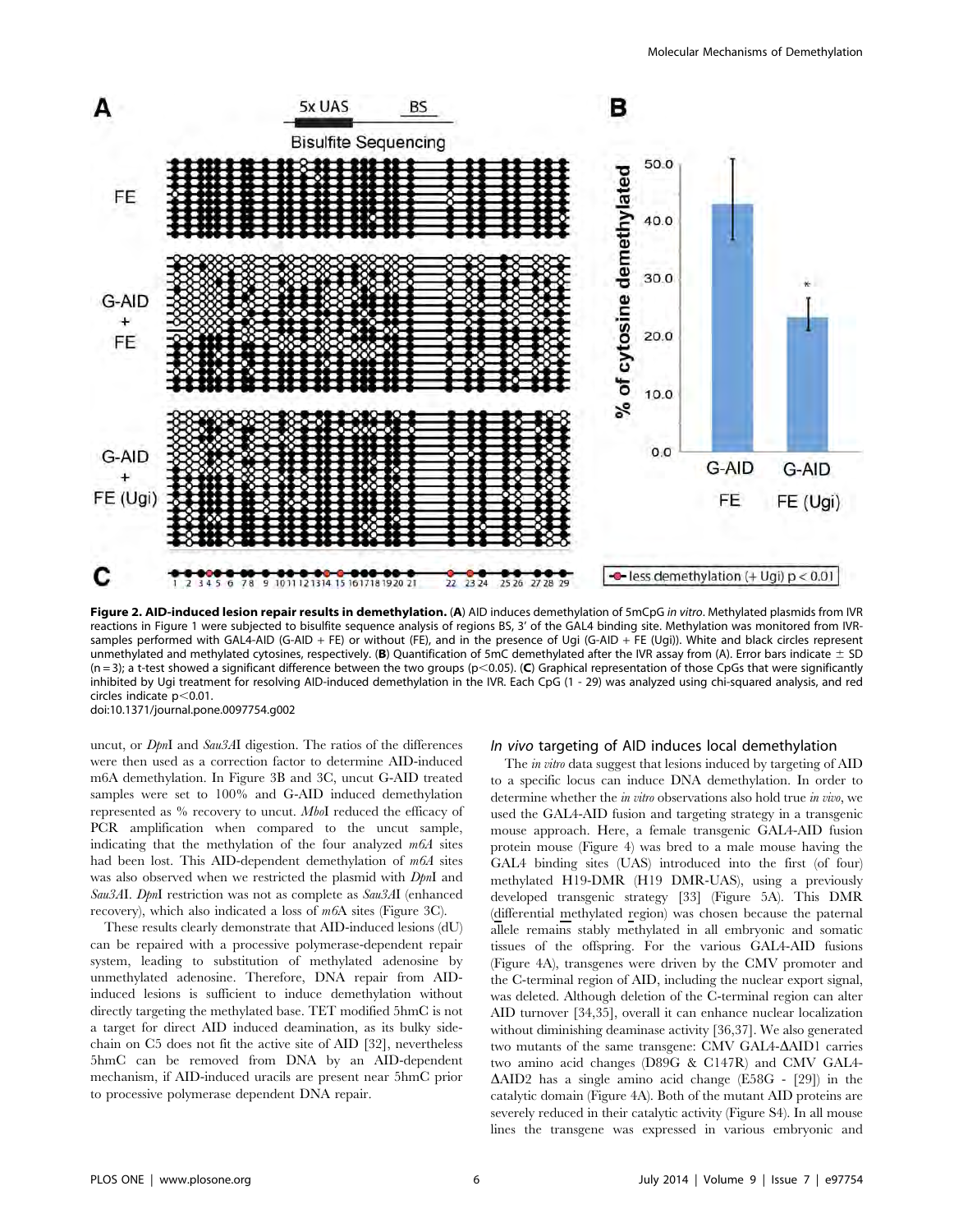**Figure 2. AID-induced lesion repair results in demethylation.** (**A**) AID induces demethylation of 5mCpG *in vitro*. Methylated plasmids from IVR reactions in Figure 1 were subjected to bisulfite sequence analysis of regions BS, 3′ of the GAL4 binding site. Methylation was monitored from IVR-samples performed with GAL4-AID (G-AID + FE) or without (FE), and in the presence of Ugi (G-AID + FE (Ugi)). White and black circles represent unmethylated and methylated cytosines, respectively. (**B**) Quantification of 5mC demethylated after the IVR assay from (A). Error bars indicate ± SD (n = 3); a t-test showed a significant difference between the two groups ($p < 0.05$). (**C**) Graphical representation of those CpGs that were significantly inhibited by Ugi treatment for resolving AID-induced demethylation in the IVR. Each CpG (1 - 29) was analyzed using chi-squared analysis, and red circles indicate $p < 0.01$.

doi:10.1371/journal.pone.0097754.g002

uncut, or *Dpn*I and *Sau3A*I digestion. The ratios of the differences were then used as a correction factor to determine AID-induced m6A demethylation. In Figure 3B and 3C, uncut G-AID treated samples were set to 100% and G-AID induced demethylation represented as % recovery to uncut. *Mbo*I reduced the efficacy of PCR amplification when compared to the uncut sample, indicating that the methylation of the four analyzed *m6A* sites had been lost. This AID-dependent demethylation of *m6A* sites was also observed when we restricted the plasmid with *Dpn*I and *Sau3A*I. *Dpn*I restriction was not as complete as *Sau3A*I (enhanced recovery), which also indicated a loss of *m6A* sites (Figure 3C).

These results clearly demonstrate that AID-induced lesions (dU) can be repaired with a processive polymerase-dependent repair system, leading to substitution of methylated adenosine by unmethylated adenosine. Therefore, DNA repair from AID-induced lesions is sufficient to induce demethylation without directly targeting the methylated base. TET modified 5hmC is not a target for direct AID induced deamination, as its bulky side-chain on C5 does not fit the active site of AID [32], nevertheless 5hmC can be removed from DNA by an AID-dependent mechanism, if AID-induced uracils are present near 5hmC prior to processive polymerase dependent DNA repair.

### *In vivo* targeting of AID induces local demethylation

The *in vitro* data suggest that lesions induced by targeting of AID to a specific locus can induce DNA demethylation. In order to determine whether the *in vitro* observations also hold true *in vivo*, we used the GAL4-AID fusion and targeting strategy in a transgenic mouse approach. Here, a female transgenic GAL4-AID fusion protein mouse (Figure 4) was bred to a male mouse having the GAL4 binding sites (UAS) introduced into the first (of four) methylated H19-DMR (H19 DMR-UAS), using a previously developed transgenic strategy [33] (Figure 5A). This DMR (differential methylated region) was chosen because the paternal allele remains stably methylated in all embryonic and somatic tissues of the offspring. For the various GAL4-AID fusions (Figure 4A), transgenes were driven by the CMV promoter and the C-terminal region of AID, including the nuclear export signal, was deleted. Although deletion of the C-terminal region can alter AID turnover [34,35], overall it can enhance nuclear localization without diminishing deaminase activity [36,37]. We also generated two mutants of the same transgene: CMV GAL4-ΔAID1 carries two amino acid changes (D89G & C147R) and CMV GAL4-ΔAID2 has a single amino acid change (E58G - [29]) in the catalytic domain (Figure 4A). Both of the mutant AID proteins are severely reduced in their catalytic activity (Figure S4). In all mouse lines the transgene was expressed in various embryonic and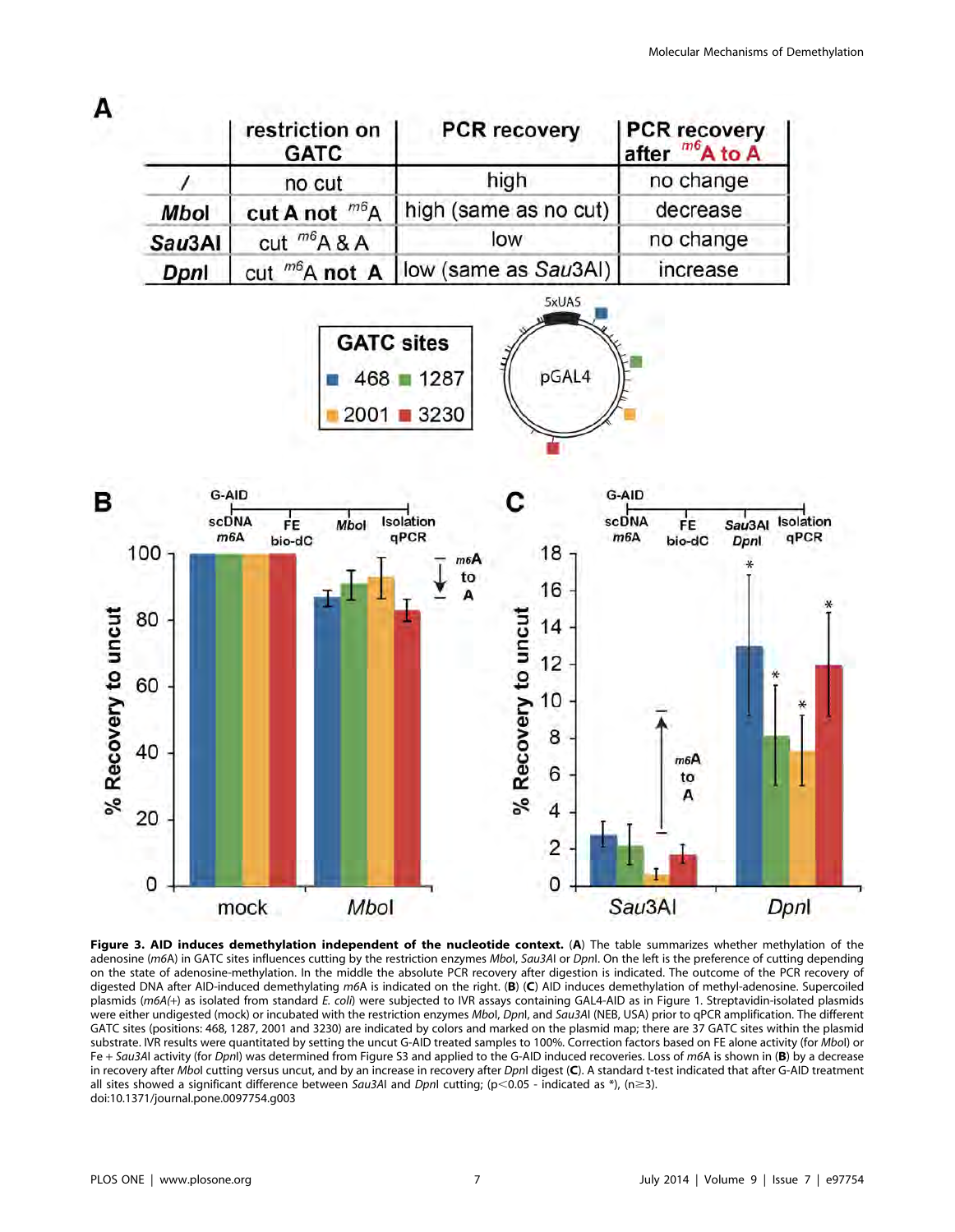| | restriction on GATC | PCR recovery | PCR recovery after $^{m6}$A to A |
|---|---|---|---|
| / | no cut | high | no change |
| **MboI** | cut A not $^{m6}$A | high (same as no cut) | decrease |
| **Sau3AI** | cut $^{m6}$A & A | low | no change |
| **DpnI** | cut $^{m6}$A not A | low (same as Sau3AI) | increase |

**Figure 3. AID induces demethylation independent of the nucleotide context.** (**A**) The table summarizes whether methylation of the adenosine (*m6A*) in GATC sites influences cutting by the restriction enzymes *MboI*, *Sau3AI* or *DpnI*. On the left is the preference of cutting depending on the state of adenosine-methylation. In the middle the absolute PCR recovery after digestion is indicated. The outcome of the PCR recovery of digested DNA after AID-induced demethylating *m6A* is indicated on the right. (**B**) (**C**) AID induces demethylation of methyl-adenosine. Supercoiled plasmids (*m6A(+)* as isolated from standard *E. coli*) were subjected to IVR assays containing GAL4-AID as in Figure 1. Streptavidin-isolated plasmids were either undigested (mock) or incubated with the restriction enzymes *MboI*, *DpnI*, and *Sau3AI* (NEB, USA) prior to qPCR amplification. The different GATC sites (positions: 468, 1287, 2001 and 3230) are indicated by colors and marked on the plasmid map; there are 37 GATC sites within the plasmid substrate. IVR results were quantitated by setting the uncut G-AID treated samples to 100%. Correction factors based on FE alone activity (for *MboI*) or Fe + *Sau3AI* activity (for *DpnI*) was determined from Figure S3 and applied to the G-AID induced recoveries. Loss of *m6A* is shown in (**B**) by a decrease in recovery after *MboI* cutting versus uncut, and by an increase in recovery after *DpnI* digest (**C**). A standard t-test indicated that after G-AID treatment all sites showed a significant difference between *Sau3AI* and *DpnI* cutting; ($p<0.05$ - indicated as *), ($n\geq3$).
doi:10.1371/journal.pone.0097754.g003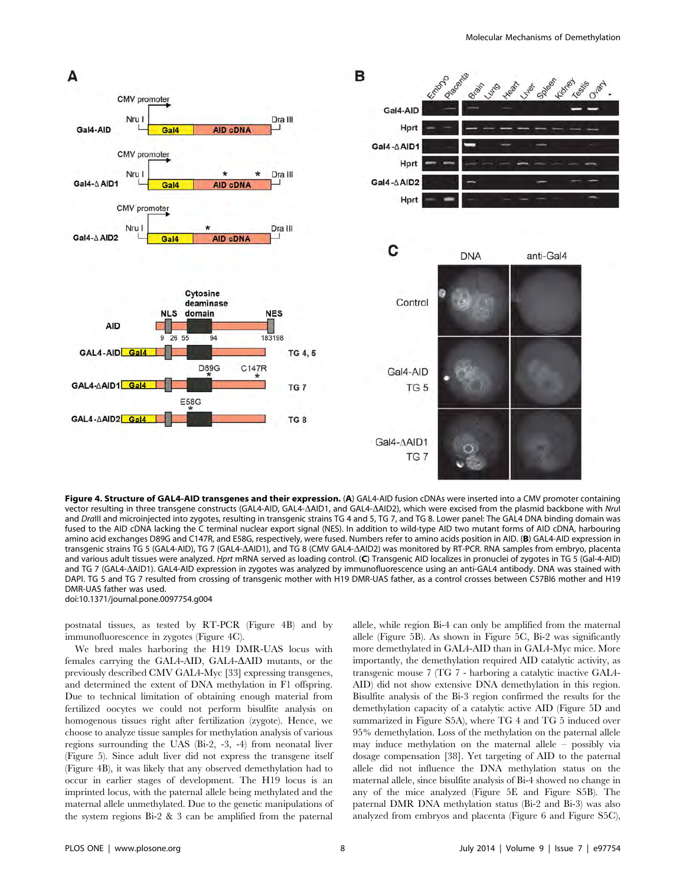**Figure 4. Structure of GAL4-AID transgenes and their expression.** (**A**) GAL4-AID fusion cDNAs were inserted into a CMV promoter containing vector resulting in three transgene constructs (GAL4-AID, GAL4-ΔAID1, and GAL4-ΔAID2), which were excised from the plasmid backbone with *Nru*I and *Dra*III and microinjected into zygotes, resulting in transgenic strains TG 4 and 5, TG 7, and TG 8. Lower panel: The GAL4 DNA binding domain was fused to the AID cDNA lacking the C terminal nuclear export signal (NES). In addition to wild-type AID two mutant forms of AID cDNA, harbouring amino acid exchanges D89G and C147R, and E58G, respectively, were fused. Numbers refer to amino acids position in AID. (**B**) GAL4-AID expression in transgenic strains TG 5 (GAL4-AID), TG 7 (GAL4-ΔAID1), and TG 8 (CMV GAL4-ΔAID2) was monitored by RT-PCR. RNA samples from embryo, placenta and various adult tissues were analyzed. *Hprt* mRNA served as loading control. (**C**) Transgenic AID localizes in pronuclei of zygotes in TG 5 (Gal-4-AID) and TG 7 (GAL4-ΔAID1). GAL4-AID expression in zygotes was analyzed by immunofluorescence using an anti-GAL4 antibody. DNA was stained with DAPI. TG 5 and TG 7 resulted from crossing of transgenic mother with H19 DMR-UAS father, as a control crosses between C57Bl6 mother and H19 DMR-UAS father was used.
doi:10.1371/journal.pone.0097754.g004

postnatal tissues, as tested by RT-PCR (Figure 4B) and by immunofluorescence in zygotes (Figure 4C).

We bred males harboring the H19 DMR-UAS locus with females carrying the GAL4-AID, GAL4-ΔAID mutants, or the previously described CMV GAL4-Myc [33] expressing transgenes, and determined the extent of DNA methylation in F1 offspring. Due to technical limitation of obtaining enough material from fertilized oocytes we could not perform bisulfite analysis on homogenous tissues right after fertilization (zygote). Hence, we choose to analyze tissue samples for methylation analysis of various regions surrounding the UAS (Bi-2, -3, -4) from neonatal liver (Figure 5). Since adult liver did not express the transgene itself (Figure 4B), it was likely that any observed demethylation had to occur in earlier stages of development. The H19 locus is an imprinted locus, with the paternal allele being methylated and the maternal allele unmethylated. Due to the genetic manipulations of the system regions Bi-2 & 3 can be amplified from the paternal allele, while region Bi-4 can only be amplified from the maternal allele (Figure 5B). As shown in Figure 5C, Bi-2 was significantly more demethylated in GAL4-AID than in GAL4-Myc mice. More importantly, the demethylation required AID catalytic activity, as transgenic mouse 7 (TG 7 - harboring a catalytic inactive GAL4-AID) did not show extensive DNA demethylation in this region. Bisulfite analysis of the Bi-3 region confirmed the results for the demethylation capacity of a catalytic active AID (Figure 5D and summarized in Figure S5A), where TG 4 and TG 5 induced over 95% demethylation. Loss of the methylation on the paternal allele may induce methylation on the maternal allele – possibly via dosage compensation [38]. Yet targeting of AID to the paternal allele did not influence the DNA methylation status on the maternal allele, since bisulfite analysis of Bi-4 showed no change in any of the mice analyzed (Figure 5E and Figure S5B). The paternal DMR DNA methylation status (Bi-2 and Bi-3) was also analyzed from embryos and placenta (Figure 6 and Figure S5C),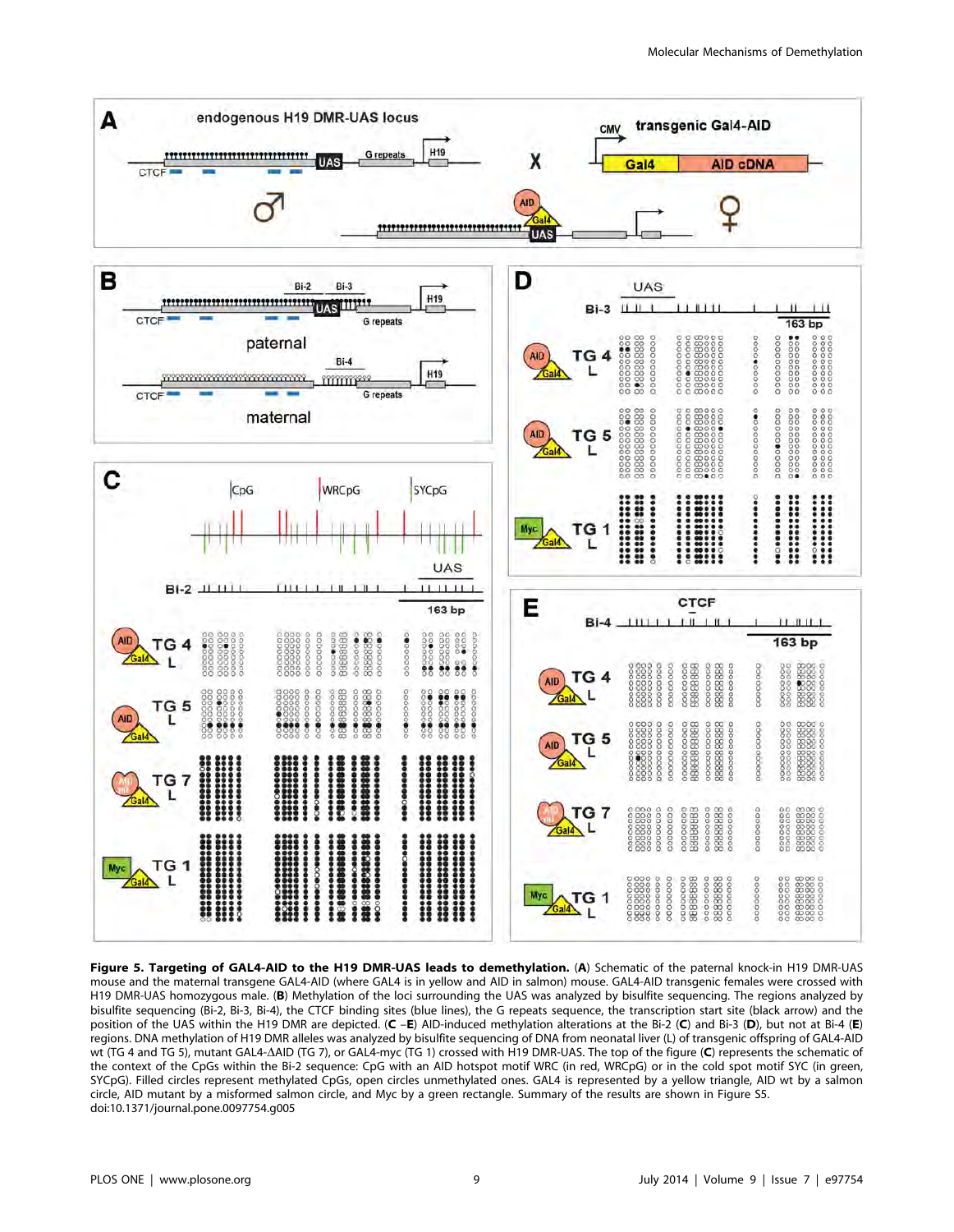**Figure 5. Targeting of GAL4-AID to the H19 DMR-UAS leads to demethylation.** (**A**) Schematic of the paternal knock-in H19 DMR-UAS mouse and the maternal transgene GAL4-AID (where GAL4 is in yellow and AID in salmon) mouse. GAL4-AID transgenic females were crossed with H19 DMR-UAS homozygous male. (**B**) Methylation of the loci surrounding the UAS was analyzed by bisulfite sequencing. The regions analyzed by bisulfite sequencing (Bi-2, Bi-3, Bi-4), the CTCF binding sites (blue lines), the G repeats sequence, the transcription start site (black arrow) and the position of the UAS within the H19 DMR are depicted. (**C** –**E**) AID-induced methylation alterations at the Bi-2 (**C**) and Bi-3 (**D**), but not at Bi-4 (**E**) regions. DNA methylation of H19 DMR alleles was analyzed by bisulfite sequencing of DNA from neonatal liver (L) of transgenic offspring of GAL4-AID wt (TG 4 and TG 5), mutant GAL4-ΔAID (TG 7), or GAL4-myc (TG 1) crossed with H19 DMR-UAS. The top of the figure (**C**) represents the schematic of the context of the CpGs within the Bi-2 sequence: CpG with an AID hotspot motif WRC (in red, WRCpG) or in the cold spot motif SYC (in green, SYCpG). Filled circles represent methylated CpGs, open circles unmethylated ones. GAL4 is represented by a yellow triangle, AID wt by a salmon circle, AID mutant by a misformed salmon circle, and Myc by a green rectangle. Summary of the results are shown in Figure S5.
doi:10.1371/journal.pone.0097754.g005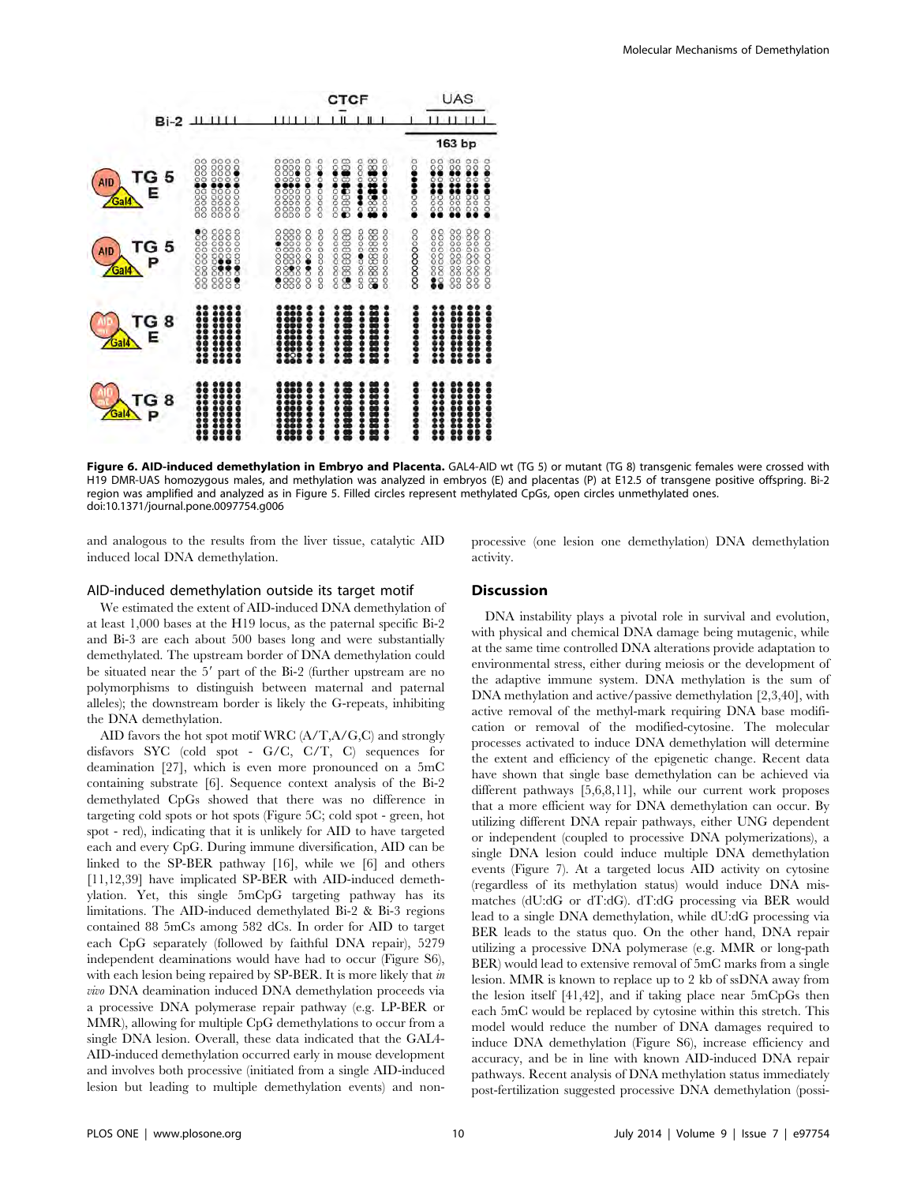**Figure 6. AID-induced demethylation in Embryo and Placenta.** GAL4-AID wt (TG 5) or mutant (TG 8) transgenic females were crossed with H19 DMR-UAS homozygous males, and methylation was analyzed in embryos (E) and placentas (P) at E12.5 of transgene positive offspring. Bi-2 region was amplified and analyzed as in Figure 5. Filled circles represent methylated CpGs, open circles unmethylated ones.
doi:10.1371/journal.pone.0097754.g006

and analogous to the results from the liver tissue, catalytic AID induced local DNA demethylation.

### AID-induced demethylation outside its target motif

We estimated the extent of AID-induced DNA demethylation of at least 1,000 bases at the H19 locus, as the paternal specific Bi-2 and Bi-3 are each about 500 bases long and were substantially demethylated. The upstream border of DNA demethylation could be situated near the 5′ part of the Bi-2 (further upstream are no polymorphisms to distinguish between maternal and paternal alleles); the downstream border is likely the G-repeats, inhibiting the DNA demethylation.

AID favors the hot spot motif WRC (A/T,A/G,C) and strongly disfavors SYC (cold spot - G/C, C/T, C) sequences for deamination [27], which is even more pronounced on a 5mC containing substrate [6]. Sequence context analysis of the Bi-2 demethylated CpGs showed that there was no difference in targeting cold spots or hot spots (Figure 5C; cold spot - green, hot spot - red), indicating that it is unlikely for AID to have targeted each and every CpG. During immune diversification, AID can be linked to the SP-BER pathway [16], while we [6] and others [11,12,39] have implicated SP-BER with AID-induced demethylation. Yet, this single 5mCpG targeting pathway has its limitations. The AID-induced demethylated Bi-2 & Bi-3 regions contained 88 5mCs among 582 dCs. In order for AID to target each CpG separately (followed by faithful DNA repair), 5279 independent deaminations would have had to occur (Figure S6), with each lesion being repaired by SP-BER. It is more likely that *in vivo* DNA deamination induced DNA demethylation proceeds via a processive DNA polymerase repair pathway (e.g. LP-BER or MMR), allowing for multiple CpG demethylations to occur from a single DNA lesion. Overall, these data indicated that the GAL4-AID-induced demethylation occurred early in mouse development and involves both processive (initiated from a single AID-induced lesion but leading to multiple demethylation events) and non-processive (one lesion one demethylation) DNA demethylation activity.

## Discussion

DNA instability plays a pivotal role in survival and evolution, with physical and chemical DNA damage being mutagenic, while at the same time controlled DNA alterations provide adaptation to environmental stress, either during meiosis or the development of the adaptive immune system. DNA methylation is the sum of DNA methylation and active/passive demethylation [2,3,40], with active removal of the methyl-mark requiring DNA base modification or removal of the modified-cytosine. The molecular processes activated to induce DNA demethylation will determine the extent and efficiency of the epigenetic change. Recent data have shown that single base demethylation can be achieved via different pathways [5,6,8,11], while our current work proposes that a more efficient way for DNA demethylation can occur. By utilizing different DNA repair pathways, either UNG dependent or independent (coupled to processive DNA polymerizations), a single DNA lesion could induce multiple DNA demethylation events (Figure 7). At a targeted locus AID activity on cytosine (regardless of its methylation status) would induce DNA mismatches (dU:dG or dT:dG). dT:dG processing via BER would lead to a single DNA demethylation, while dU:dG processing via BER leads to the status quo. On the other hand, DNA repair utilizing a processive DNA polymerase (e.g. MMR or long-path BER) would lead to extensive removal of 5mC marks from a single lesion. MMR is known to replace up to 2 kb of ssDNA away from the lesion itself [41,42], and if taking place near 5mCpGs then each 5mC would be replaced by cytosine within this stretch. This model would reduce the number of DNA damages required to induce DNA demethylation (Figure S6), increase efficiency and accuracy, and be in line with known AID-induced DNA repair pathways. Recent analysis of DNA methylation status immediately post-fertilization suggested processive DNA demethylation (possi-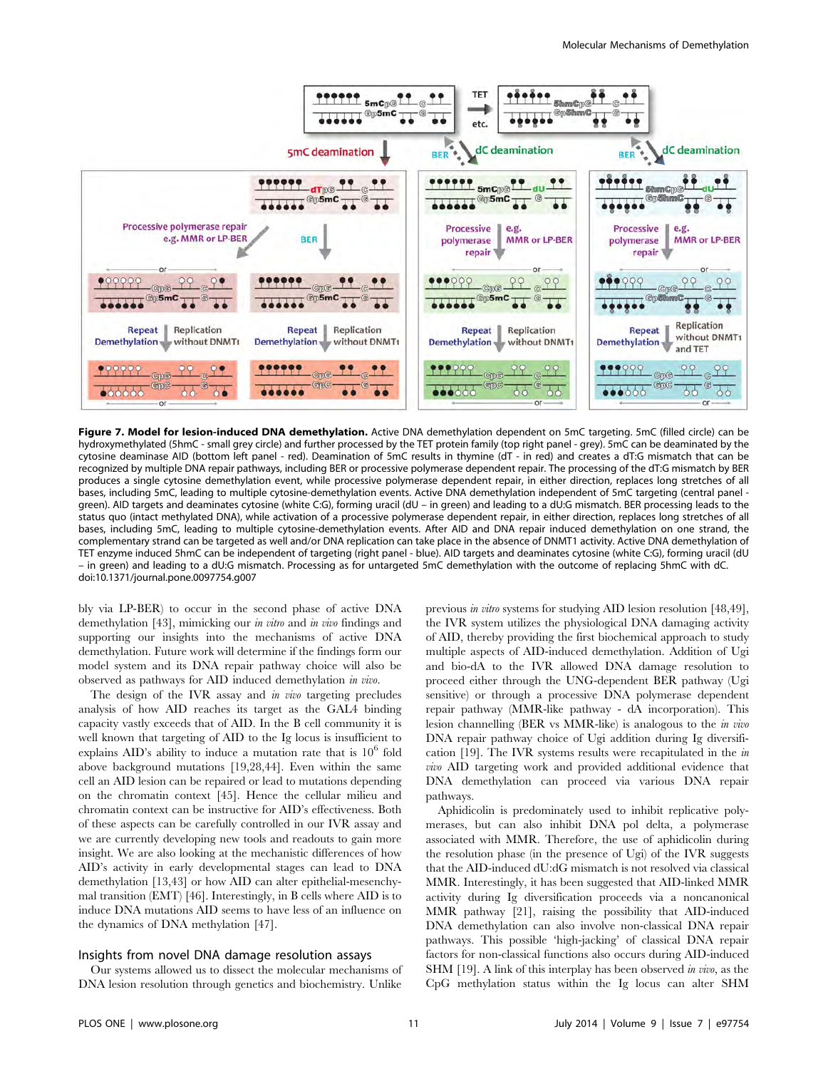**Figure 7. Model for lesion-induced DNA demethylation.** Active DNA demethylation dependent on 5mC targeting. 5mC (filled circle) can be hydroxymethylated (5hmC - small grey circle) and further processed by the TET protein family (top right panel - grey). 5mC can be deaminated by the cytosine deaminase AID (bottom left panel - red). Deamination of 5mC results in thymine (dT - in red) and creates a dT:G mismatch that can be recognized by multiple DNA repair pathways, including BER or processive polymerase dependent repair. The processing of the dT:G mismatch by BER produces a single cytosine demethylation event, while processive polymerase dependent repair, in either direction, replaces long stretches of all bases, including 5mC, leading to multiple cytosine-demethylation events. Active DNA demethylation independent of 5mC targeting (central panel - green). AID targets and deaminates cytosine (white C:G), forming uracil (dU – in green) and leading to a dU:G mismatch. BER processing leads to the status quo (intact methylated DNA), while activation of a processive polymerase dependent repair, in either direction, replaces long stretches of all bases, including 5mC, leading to multiple cytosine-demethylation events. After AID and DNA repair induced demethylation on one strand, the complementary strand can be targeted as well and/or DNA replication can take place in the absence of DNMT1 activity. Active DNA demethylation of TET enzyme induced 5hmC can be independent of targeting (right panel - blue). AID targets and deaminates cytosine (white C:G), forming uracil (dU – in green) and leading to a dU:G mismatch. Processing as for untargeted 5mC demethylation with the outcome of replacing 5hmC with dC.
doi:10.1371/journal.pone.0097754.g007

bly via LP-BER) to occur in the second phase of active DNA demethylation [43], mimicking our *in vitro* and *in vivo* findings and supporting our insights into the mechanisms of active DNA demethylation. Future work will determine if the findings form our model system and its DNA repair pathway choice will also be observed as pathways for AID induced demethylation *in vivo*.

The design of the IVR assay and *in vivo* targeting precludes analysis of how AID reaches its target as the GAL4 binding capacity vastly exceeds that of AID. In the B cell community it is well known that targeting of AID to the Ig locus is insufficient to explains AID's ability to induce a mutation rate that is $10^6$ fold above background mutations [19,28,44]. Even within the same cell an AID lesion can be repaired or lead to mutations depending on the chromatin context [45]. Hence the cellular milieu and chromatin context can be instructive for AID's effectiveness. Both of these aspects can be carefully controlled in our IVR assay and we are currently developing new tools and readouts to gain more insight. We are also looking at the mechanistic differences of how AID's activity in early developmental stages can lead to DNA demethylation [13,43] or how AID can alter epithelial-mesenchymal transition (EMT) [46]. Interestingly, in B cells where AID is to induce DNA mutations AID seems to have less of an influence on the dynamics of DNA methylation [47].

## Insights from novel DNA damage resolution assays

Our systems allowed us to dissect the molecular mechanisms of DNA lesion resolution through genetics and biochemistry. Unlike previous *in vitro* systems for studying AID lesion resolution [48,49], the IVR system utilizes the physiological DNA damaging activity of AID, thereby providing the first biochemical approach to study multiple aspects of AID-induced demethylation. Addition of Ugi and bio-dA to the IVR allowed DNA damage resolution to proceed either through the UNG-dependent BER pathway (Ugi sensitive) or through a processive DNA polymerase dependent repair pathway (MMR-like pathway - dA incorporation). This lesion channelling (BER vs MMR-like) is analogous to the *in vivo* DNA repair pathway choice of Ugi addition during Ig diversification [19]. The IVR systems results were recapitulated in the *in vivo* AID targeting work and provided additional evidence that DNA demethylation can proceed via various DNA repair pathways.

Aphidicolin is predominately used to inhibit replicative polymerases, but can also inhibit DNA pol delta, a polymerase associated with MMR. Therefore, the use of aphidicolin during the resolution phase (in the presence of Ugi) of the IVR suggests that the AID-induced dU:dG mismatch is not resolved via classical MMR. Interestingly, it has been suggested that AID-linked MMR activity during Ig diversification proceeds via a noncanonical MMR pathway [21], raising the possibility that AID-induced DNA demethylation can also involve non-classical DNA repair pathways. This possible 'high-jacking' of classical DNA repair factors for non-classical functions also occurs during AID-induced SHM [19]. A link of this interplay has been observed *in vivo*, as the CpG methylation status within the Ig locus can alter SHM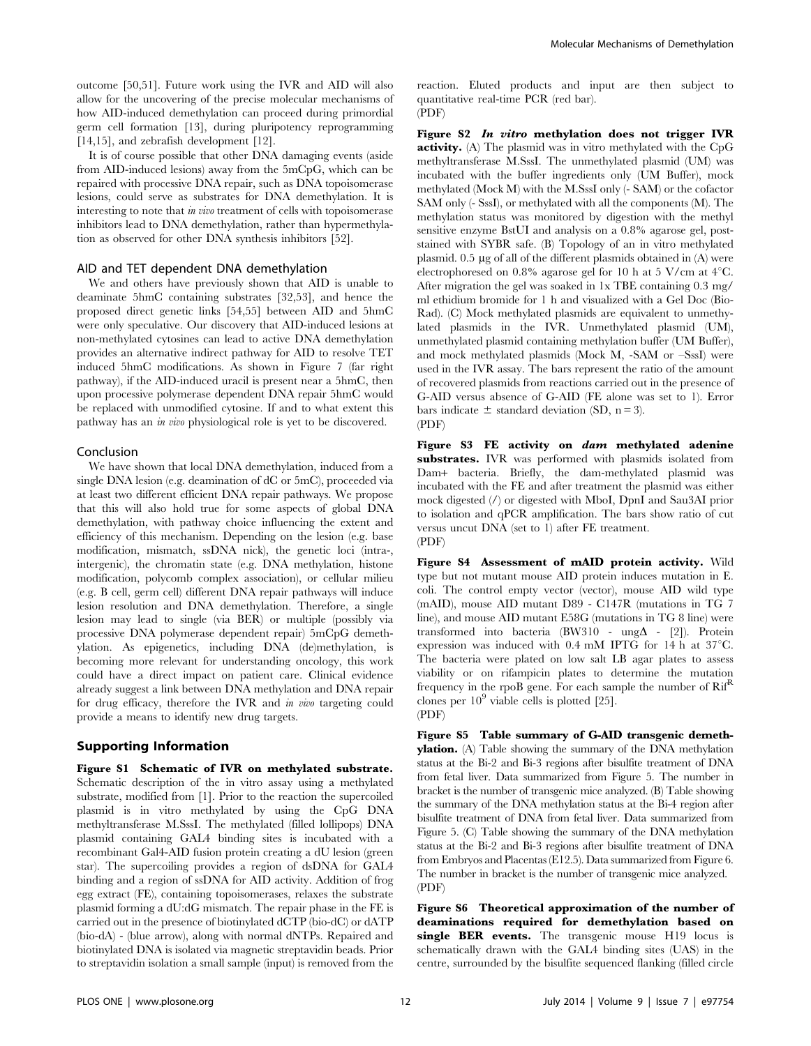outcome [50,51]. Future work using the IVR and AID will also allow for the uncovering of the precise molecular mechanisms of how AID-induced demethylation can proceed during primordial germ cell formation [13], during pluripotency reprogramming [14,15], and zebrafish development [12].

It is of course possible that other DNA damaging events (aside from AID-induced lesions) away from the 5mCpG, which can be repaired with processive DNA repair, such as DNA topoisomerase lesions, could serve as substrates for DNA demethylation. It is interesting to note that *in vivo* treatment of cells with topoisomerase inhibitors lead to DNA demethylation, rather than hypermethylation as observed for other DNA synthesis inhibitors [52].

### AID and TET dependent DNA demethylation

We and others have previously shown that AID is unable to deaminate 5hmC containing substrates [32,53], and hence the proposed direct genetic links [54,55] between AID and 5hmC were only speculative. Our discovery that AID-induced lesions at non-methylated cytosines can lead to active DNA demethylation provides an alternative indirect pathway for AID to resolve TET induced 5hmC modifications. As shown in Figure 7 (far right pathway), if the AID-induced uracil is present near a 5hmC, then upon processive polymerase dependent DNA repair 5hmC would be replaced with unmodified cytosine. If and to what extent this pathway has an *in vivo* physiological role is yet to be discovered.

### Conclusion

We have shown that local DNA demethylation, induced from a single DNA lesion (e.g. deamination of dC or 5mC), proceeded via at least two different efficient DNA repair pathways. We propose that this will also hold true for some aspects of global DNA demethylation, with pathway choice influencing the extent and efficiency of this mechanism. Depending on the lesion (e.g. base modification, mismatch, ssDNA nick), the genetic loci (intra-, intergenic), the chromatin state (e.g. DNA methylation, histone modification, polycomb complex association), or cellular milieu (e.g. B cell, germ cell) different DNA repair pathways will induce lesion resolution and DNA demethylation. Therefore, a single lesion may lead to single (via BER) or multiple (possibly via processive DNA polymerase dependent repair) 5mCpG demethylation. As epigenetics, including DNA (de)methylation, is becoming more relevant for understanding oncology, this work could have a direct impact on patient care. Clinical evidence already suggest a link between DNA methylation and DNA repair for drug efficacy, therefore the IVR and *in vivo* targeting could provide a means to identify new drug targets.

## Supporting Information

**Figure S1 Schematic of IVR on methylated substrate.** Schematic description of the in vitro assay using a methylated substrate, modified from [1]. Prior to the reaction the supercoiled plasmid is in vitro methylated by using the CpG DNA methyltransferase M.SssI. The methylated (filled lollipops) DNA plasmid containing GAL4 binding sites is incubated with a recombinant Gal4-AID fusion protein creating a dU lesion (green star). The supercoiling provides a region of dsDNA for GAL4 binding and a region of ssDNA for AID activity. Addition of frog egg extract (FE), containing topoisomerases, relaxes the substrate plasmid forming a dU:dG mismatch. The repair phase in the FE is carried out in the presence of biotinylated dCTP (bio-dC) or dATP (bio-dA) - (blue arrow), along with normal dNTPs. Repaired and biotinylated DNA is isolated via magnetic streptavidin beads. Prior to streptavidin isolation a small sample (input) is removed from the reaction. Eluted products and input are then subject to quantitative real-time PCR (red bar).
(PDF)

**Figure S2 *In vitro* methylation does not trigger IVR activity.** (A) The plasmid was in vitro methylated with the CpG methyltransferase M.SssI. The unmethylated plasmid (UM) was incubated with the buffer ingredients only (UM Buffer), mock methylated (Mock M) with the M.SssI only (- SAM) or the cofactor SAM only (- SssI), or methylated with all the components (M). The methylation status was monitored by digestion with the methyl sensitive enzyme BstUI and analysis on a 0.8% agarose gel, post-stained with SYBR safe. (B) Topology of an in vitro methylated plasmid. 0.5 µg of all of the different plasmids obtained in (A) were electrophoresed on 0.8% agarose gel for 10 h at 5 V/cm at 4°C. After migration the gel was soaked in 1x TBE containing 0.3 mg/ml ethidium bromide for 1 h and visualized with a Gel Doc (Bio-Rad). (C) Mock methylated plasmids are equivalent to unmethylated plasmids in the IVR. Unmethylated plasmid (UM), unmethylated plasmid containing methylation buffer (UM Buffer), and mock methylated plasmids (Mock M, -SAM or –SssI) were used in the IVR assay. The bars represent the ratio of the amount of recovered plasmids from reactions carried out in the presence of G-AID versus absence of G-AID (FE alone was set to 1). Error bars indicate ± standard deviation (SD, n = 3).
(PDF)

**Figure S3 FE activity on *dam* methylated adenine substrates.** IVR was performed with plasmids isolated from Dam+ bacteria. Briefly, the dam-methylated plasmid was incubated with the FE and after treatment the plasmid was either mock digested (/) or digested with MboI, DpnI and Sau3AI prior to isolation and qPCR amplification. The bars show ratio of cut versus uncut DNA (set to 1) after FE treatment.
(PDF)

**Figure S4 Assessment of mAID protein activity.** Wild type but not mutant mouse AID protein induces mutation in E. coli. The control empty vector (vector), mouse AID wild type (mAID), mouse AID mutant D89 - C147R (mutations in TG 7 line), and mouse AID mutant E58G (mutations in TG 8 line) were transformed into bacteria (BW310 - ungΔ - [2]). Protein expression was induced with 0.4 mM IPTG for 14 h at 37°C. The bacteria were plated on low salt LB agar plates to assess viability or on rifampicin plates to determine the mutation frequency in the rpoB gene. For each sample the number of $Rif^R$ clones per $10^9$ viable cells is plotted [25].
(PDF)

**Figure S5 Table summary of G-AID transgenic demethylation.** (A) Table showing the summary of the DNA methylation status at the Bi-2 and Bi-3 regions after bisulfite treatment of DNA from fetal liver. Data summarized from Figure 5. The number in bracket is the number of transgenic mice analyzed. (B) Table showing the summary of the DNA methylation status at the Bi-4 region after bisulfite treatment of DNA from fetal liver. Data summarized from Figure 5. (C) Table showing the summary of the DNA methylation status at the Bi-2 and Bi-3 regions after bisulfite treatment of DNA from Embryos and Placentas (E12.5). Data summarized from Figure 6. The number in bracket is the number of transgenic mice analyzed.
(PDF)

**Figure S6 Theoretical approximation of the number of deaminations required for demethylation based on single BER events.** The transgenic mouse H19 locus is schematically drawn with the GAL4 binding sites (UAS) in the centre, surrounded by the bisulfite sequenced flanking (filled circle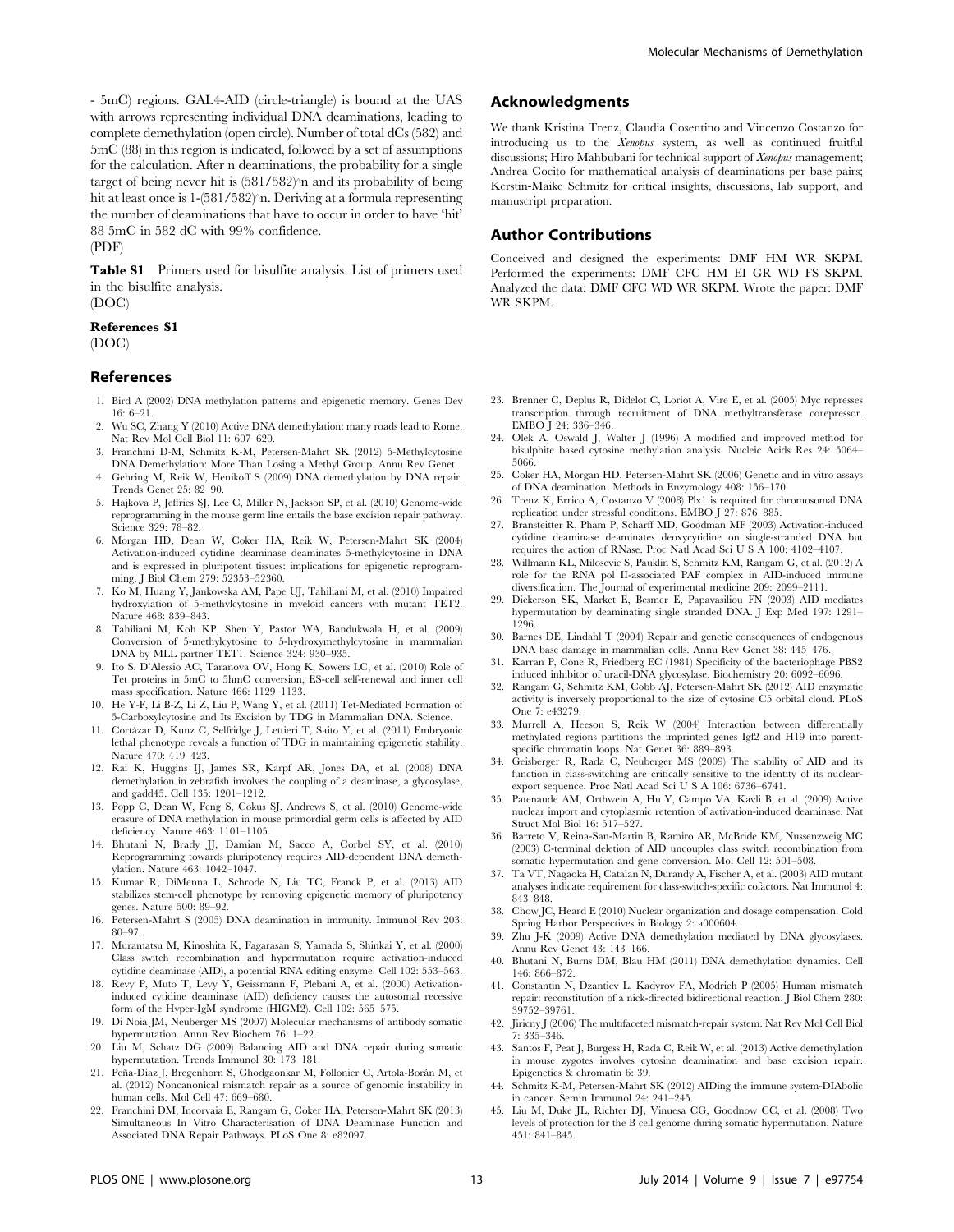- 5mC) regions. GAL4-AID (circle-triangle) is bound at the UAS with arrows representing individual DNA deaminations, leading to complete demethylation (open circle). Number of total dCs (582) and 5mC (88) in this region is indicated, followed by a set of assumptions for the calculation. After n deaminations, the probability for a single target of being never hit is $(581/582)^n$ and its probability of being hit at least once is $1-(581/582)^n$. Deriving at a formula representing the number of deaminations that have to occur in order to have 'hit' 88 5mC in 582 dC with 99% confidence.
(PDF)

**Table S1** Primers used for bisulfite analysis. List of primers used in the bisulfite analysis.
(DOC)

**References S1**
(DOC)

## Acknowledgments

We thank Kristina Trenz, Claudia Cosentino and Vincenzo Costanzo for introducing us to the *Xenopus* system, as well as continued fruitful discussions; Hiro Mahbubani for technical support of *Xenopus* management; Andrea Cocito for mathematical analysis of deaminations per base-pairs; Kerstin-Maike Schmitz for critical insights, discussions, lab support, and manuscript preparation.

## Author Contributions

Conceived and designed the experiments: DMF HM WR SKPM. Performed the experiments: DMF CFC HM EI GR WD FS SKPM. Analyzed the data: DMF CFC WD WR SKPM. Wrote the paper: DMF WR SKPM.

## References

1. Bird A (2002) DNA methylation patterns and epigenetic memory. Genes Dev 16: 6–21.
2. Wu SC, Zhang Y (2010) Active DNA demethylation: many roads lead to Rome. Nat Rev Mol Cell Biol 11: 607–620.
3. Franchini D-M, Schmitz K-M, Petersen-Mahrt SK (2012) 5-Methylcytosine DNA Demethylation: More Than Losing a Methyl Group. Annu Rev Genet.
4. Gehring M, Reik W, Henikoff S (2009) DNA demethylation by DNA repair. Trends Genet 25: 82–90.
5. Hajkova P, Jeffries SJ, Lee C, Miller N, Jackson SP, et al. (2010) Genome-wide reprogramming in the mouse germ line entails the base excision repair pathway. Science 329: 78–82.
6. Morgan HD, Dean W, Coker HA, Reik W, Petersen-Mahrt SK (2004) Activation-induced cytidine deaminase deaminates 5-methylcytosine in DNA and is expressed in pluripotent tissues: implications for epigenetic reprogramming. J Biol Chem 279: 52353–52360.
7. Ko M, Huang Y, Jankowska AM, Pape UJ, Tahiliani M, et al. (2010) Impaired hydroxylation of 5-methylcytosine in myeloid cancers with mutant TET2. Nature 468: 839–843.
8. Tahiliani M, Koh KP, Shen Y, Pastor WA, Bandukwala H, et al. (2009) Conversion of 5-methylcytosine to 5-hydroxymethylcytosine in mammalian DNA by MLL partner TET1. Science 324: 930–935.
9. Ito S, D'Alessio AC, Taranova OV, Hong K, Sowers LC, et al. (2010) Role of Tet proteins in 5mC to 5hmC conversion, ES-cell self-renewal and inner cell mass specification. Nature 466: 1129–1133.
10. He Y-F, Li B-Z, Li Z, Liu P, Wang Y, et al. (2011) Tet-Mediated Formation of 5-Carboxylcytosine and Its Excision by TDG in Mammalian DNA. Science.
11. Cortázar D, Kunz C, Selfridge J, Lettieri T, Saito Y, et al. (2011) Embryonic lethal phenotype reveals a function of TDG in maintaining epigenetic stability. Nature 470: 419–423.
12. Rai K, Huggins IJ, James SR, Karpf AR, Jones DA, et al. (2008) DNA demethylation in zebrafish involves the coupling of a deaminase, a glycosylase, and gadd45. Cell 135: 1201–1212.
13. Popp C, Dean W, Feng S, Cokus SJ, Andrews S, et al. (2010) Genome-wide erasure of DNA methylation in mouse primordial germ cells is affected by AID deficiency. Nature 463: 1101–1105.
14. Bhutani N, Brady JJ, Damian M, Sacco A, Corbel SY, et al. (2010) Reprogramming towards pluripotency requires AID-dependent DNA demethylation. Nature 463: 1042–1047.
15. Kumar R, DiMenna L, Schrode N, Liu TC, Franck P, et al. (2013) AID stabilizes stem-cell phenotype by removing epigenetic memory of pluripotency genes. Nature 500: 89–92.
16. Petersen-Mahrt S (2005) DNA deamination in immunity. Immunol Rev 203: 80–97.
17. Muramatsu M, Kinoshita K, Fagarasan S, Yamada S, Shinkai Y, et al. (2000) Class switch recombination and hypermutation require activation-induced cytidine deaminase (AID), a potential RNA editing enzyme. Cell 102: 553–563.
18. Revy P, Muto T, Levy Y, Geissmann F, Plebani A, et al. (2000) Activation-induced cytidine deaminase (AID) deficiency causes the autosomal recessive form of the Hyper-IgM syndrome (HIGM2). Cell 102: 565–575.
19. Di Noia JM, Neuberger MS (2007) Molecular mechanisms of antibody somatic hypermutation. Annu Rev Biochem 76: 1–22.
20. Liu M, Schatz DG (2009) Balancing AID and DNA repair during somatic hypermutation. Trends Immunol 30: 173–181.
21. Peña-Diaz J, Bregenhorn S, Ghodgaonkar M, Follonier C, Artola-Borán M, et al. (2012) Noncanonical mismatch repair as a source of genomic instability in human cells. Mol Cell 47: 669–680.
22. Franchini DM, Incorvaia E, Rangam G, Coker HA, Petersen-Mahrt SK (2013) Simultaneous In Vitro Characterisation of DNA Deaminase Function and Associated DNA Repair Pathways. PLoS One 8: e82097.
23. Brenner C, Deplus R, Didelot C, Loriot A, Vire E, et al. (2005) Myc represses transcription through recruitment of DNA methyltransferase corepressor. EMBO J 24: 336–346.
24. Olek A, Oswald J, Walter J (1996) A modified and improved method for bisulphite based cytosine methylation analysis. Nucleic Acids Res 24: 5064–5066.
25. Coker HA, Morgan HD, Petersen-Mahrt SK (2006) Genetic and in vitro assays of DNA deamination. Methods in Enzymology 408: 156–170.
26. Trenz K, Errico A, Costanzo V (2008) Plx1 is required for chromosomal DNA replication under stressful conditions. EMBO J 27: 876–885.
27. Bransteitter R, Pham P, Scharff MD, Goodman MF (2003) Activation-induced cytidine deaminase deaminates deoxycytidine on single-stranded DNA but requires the action of RNase. Proc Natl Acad Sci U S A 100: 4102–4107.
28. Willmann KL, Milosevic S, Pauklin S, Schmitz KM, Rangam G, et al. (2012) A role for the RNA pol II-associated PAF complex in AID-induced immune diversification. The Journal of experimental medicine 209: 2099–2111.
29. Dickerson SK, Market E, Besmer E, Papavasiliou FN (2003) AID mediates hypermutation by deaminating single stranded DNA. J Exp Med 197: 1291–1296.
30. Barnes DE, Lindahl T (2004) Repair and genetic consequences of endogenous DNA base damage in mammalian cells. Annu Rev Genet 38: 445–476.
31. Karran P, Cone R, Friedberg EC (1981) Specificity of the bacteriophage PBS2 induced inhibitor of uracil-DNA glycosylase. Biochemistry 20: 6092–6096.
32. Rangam G, Schmitz KM, Cobb AJ, Petersen-Mahrt SK (2012) AID enzymatic activity is inversely proportional to the size of cytosine C5 orbital cloud. PLoS One 7: e43279.
33. Murrell A, Heeson S, Reik W (2004) Interaction between differentially methylated regions partitions the imprinted genes Igf2 and H19 into parent-specific chromatin loops. Nat Genet 36: 889–893.
34. Geisberger R, Rada C, Neuberger MS (2009) The stability of AID and its function in class-switching are critically sensitive to the identity of its nuclear-export sequence. Proc Natl Acad Sci U S A 106: 6736–6741.
35. Patenaude AM, Orthwein A, Hu Y, Campo VA, Kavli B, et al. (2009) Active nuclear import and cytoplasmic retention of activation-induced deaminase. Nat Struct Mol Biol 16: 517–527.
36. Barreto V, Reina-San-Martin B, Ramiro AR, McBride KM, Nussenzweig MC (2003) C-terminal deletion of AID uncouples class switch recombination from somatic hypermutation and gene conversion. Mol Cell 12: 501–508.
37. Ta VT, Nagaoka H, Catalan N, Durandy A, Fischer A, et al. (2003) AID mutant analyses indicate requirement for class-switch-specific cofactors. Nat Immunol 4: 843–848.
38. Chow JC, Heard E (2010) Nuclear organization and dosage compensation. Cold Spring Harbor Perspectives in Biology 2: a000604.
39. Zhu J-K (2009) Active DNA demethylation mediated by DNA glycosylases. Annu Rev Genet 43: 143–166.
40. Bhutani N, Burns DM, Blau HM (2011) DNA demethylation dynamics. Cell 146: 866–872.
41. Constantin N, Dzantiev L, Kadyrov FA, Modrich P (2005) Human mismatch repair: reconstitution of a nick-directed bidirectional reaction. J Biol Chem 280: 39752–39761.
42. Jiricny J (2006) The multifaceted mismatch-repair system. Nat Rev Mol Cell Biol 7: 335–346.
43. Santos F, Peat J, Burgess H, Rada C, Reik W, et al. (2013) Active demethylation in mouse zygotes involves cytosine deamination and base excision repair. Epigenetics & chromatin 6: 39.
44. Schmitz K-M, Petersen-Mahrt SK (2012) AIDing the immune system-DIAbolic in cancer. Semin Immunol 24: 241–245.
45. Liu M, Duke JL, Richter DJ, Vinuesa CG, Goodnow CC, et al. (2008) Two levels of protection for the B cell genome during somatic hypermutation. Nature 451: 841–845.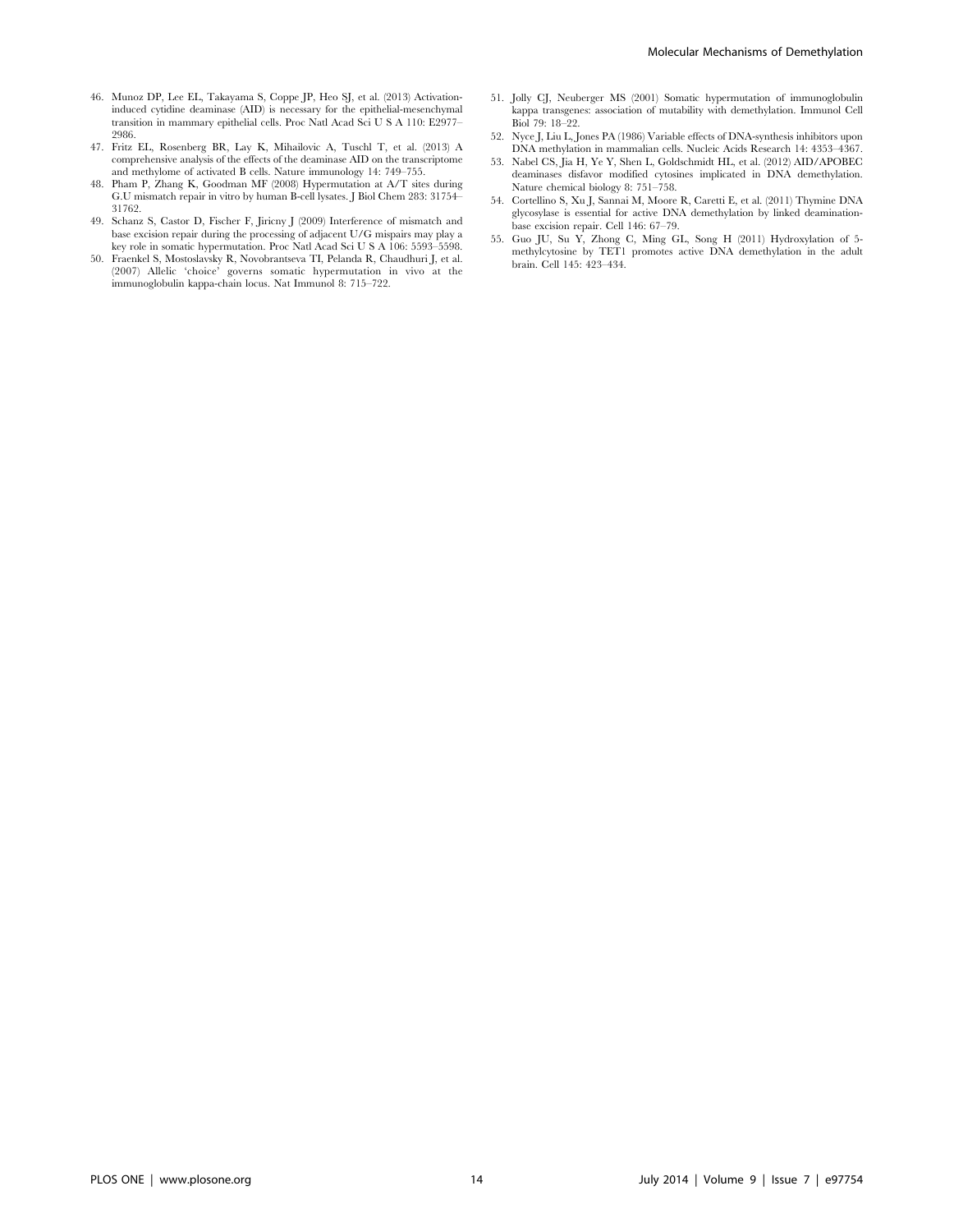46. Munoz DP, Lee EL, Takayama S, Coppe JP, Heo SJ, et al. (2013) Activation-induced cytidine deaminase (AID) is necessary for the epithelial-mesenchymal transition in mammary epithelial cells. Proc Natl Acad Sci U S A 110: E2977–2986.
47. Fritz EL, Rosenberg BR, Lay K, Mihailovic A, Tuschl T, et al. (2013) A comprehensive analysis of the effects of the deaminase AID on the transcriptome and methylome of activated B cells. Nature immunology 14: 749–755.
48. Pham P, Zhang K, Goodman MF (2008) Hypermutation at A/T sites during G.U mismatch repair in vitro by human B-cell lysates. J Biol Chem 283: 31754–31762.
49. Schanz S, Castor D, Fischer F, Jiricny J (2009) Interference of mismatch and base excision repair during the processing of adjacent U/G mispairs may play a key role in somatic hypermutation. Proc Natl Acad Sci U S A 106: 5593–5598.
50. Fraenkel S, Mostoslavsky R, Novobrantseva TI, Pelanda R, Chaudhuri J, et al. (2007) Allelic 'choice' governs somatic hypermutation in vivo at the immunoglobulin kappa-chain locus. Nat Immunol 8: 715–722.
51. Jolly CJ, Neuberger MS (2001) Somatic hypermutation of immunoglobulin kappa transgenes: association of mutability with demethylation. Immunol Cell Biol 79: 18–22.
52. Nyce J, Liu L, Jones PA (1986) Variable effects of DNA-synthesis inhibitors upon DNA methylation in mammalian cells. Nucleic Acids Research 14: 4353–4367.
53. Nabel CS, Jia H, Ye Y, Shen L, Goldschmidt HL, et al. (2012) AID/APOBEC deaminases disfavor modified cytosines implicated in DNA demethylation. Nature chemical biology 8: 751–758.
54. Cortellino S, Xu J, Sannai M, Moore R, Caretti E, et al. (2011) Thymine DNA glycosylase is essential for active DNA demethylation by linked deamination-base excision repair. Cell 146: 67–79.
55. Guo JU, Su Y, Zhong C, Ming GL, Song H (2011) Hydroxylation of 5-methylcytosine by TET1 promotes active DNA demethylation in the adult brain. Cell 145: 423–434.